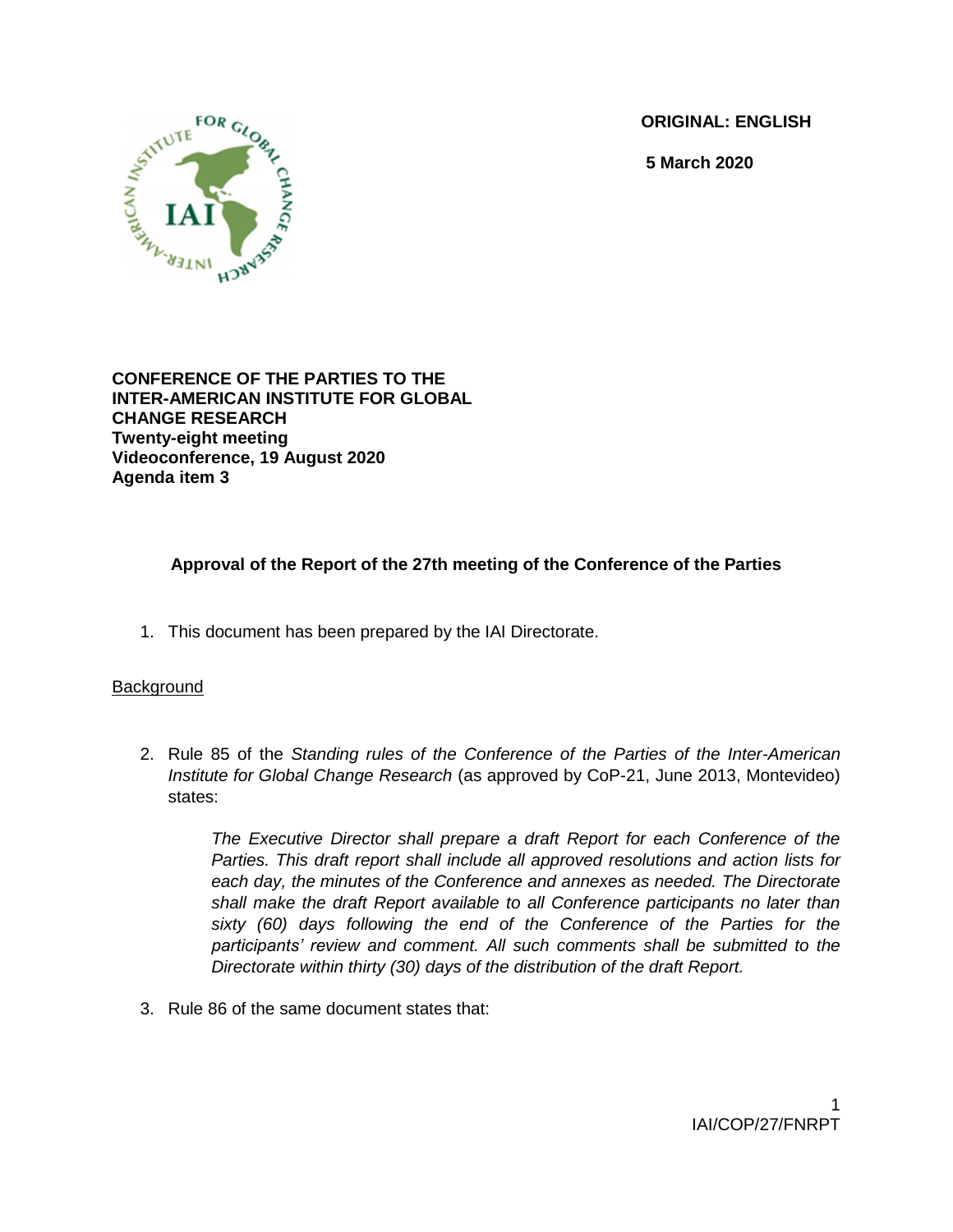**ORIGINAL: ENGLISH**

**5 March 2020**

**CONFERENCE OF THE PARTIES TO THE INTER-AMERICAN INSTITUTE FOR GLOBAL CHANGE RESEARCH**
**Twenty-eight meeting**
**Videoconference, 19 August 2020**
**Agenda item 3**

## Approval of the Report of the 27th meeting of the Conference of the Parties

1. This document has been prepared by the IAI Directorate.

Background

2. Rule 85 of the *Standing rules of the Conference of the Parties of the Inter-American Institute for Global Change Research* (as approved by CoP-21, June 2013, Montevideo) states:

   *The Executive Director shall prepare a draft Report for each Conference of the Parties. This draft report shall include all approved resolutions and action lists for each day, the minutes of the Conference and annexes as needed. The Directorate shall make the draft Report available to all Conference participants no later than sixty (60) days following the end of the Conference of the Parties for the participants' review and comment. All such comments shall be submitted to the Directorate within thirty (30) days of the distribution of the draft Report.*

3. Rule 86 of the same document states that: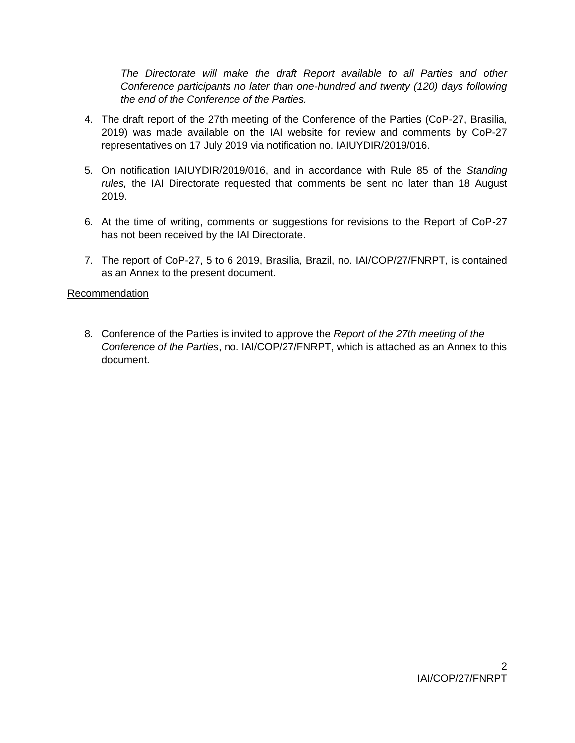*The Directorate will make the draft Report available to all Parties and other Conference participants no later than one-hundred and twenty (120) days following the end of the Conference of the Parties.*

4. The draft report of the 27th meeting of the Conference of the Parties (CoP-27, Brasilia, 2019) was made available on the IAI website for review and comments by CoP-27 representatives on 17 July 2019 via notification no. IAIUYDIR/2019/016.

5. On notification IAIUYDIR/2019/016, and in accordance with Rule 85 of the *Standing rules,* the IAI Directorate requested that comments be sent no later than 18 August 2019.

6. At the time of writing, comments or suggestions for revisions to the Report of CoP-27 has not been received by the IAI Directorate.

7. The report of CoP-27, 5 to 6 2019, Brasilia, Brazil, no. IAI/COP/27/FNRPT, is contained as an Annex to the present document.

Recommendation

8. Conference of the Parties is invited to approve the *Report of the 27th meeting of the Conference of the Parties*, no. IAI/COP/27/FNRPT, which is attached as an Annex to this document.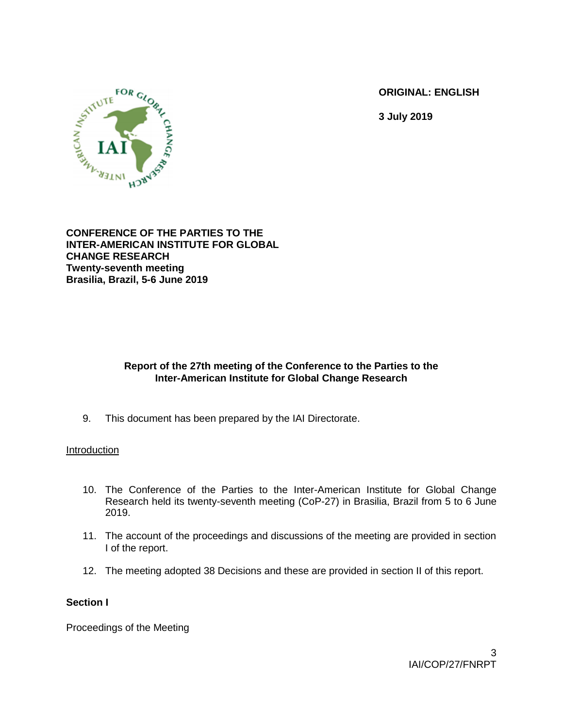ORIGINAL: ENGLISH

3 July 2019

**CONFERENCE OF THE PARTIES TO THE INTER-AMERICAN INSTITUTE FOR GLOBAL CHANGE RESEARCH**
**Twenty-seventh meeting**
**Brasilia, Brazil, 5-6 June 2019**

## Report of the 27th meeting of the Conference to the Parties to the Inter-American Institute for Global Change Research

9. This document has been prepared by the IAI Directorate.

Introduction

10. The Conference of the Parties to the Inter-American Institute for Global Change Research held its twenty-seventh meeting (CoP-27) in Brasilia, Brazil from 5 to 6 June 2019.
11. The account of the proceedings and discussions of the meeting are provided in section I of the report.
12. The meeting adopted 38 Decisions and these are provided in section II of this report.

**Section I**

Proceedings of the Meeting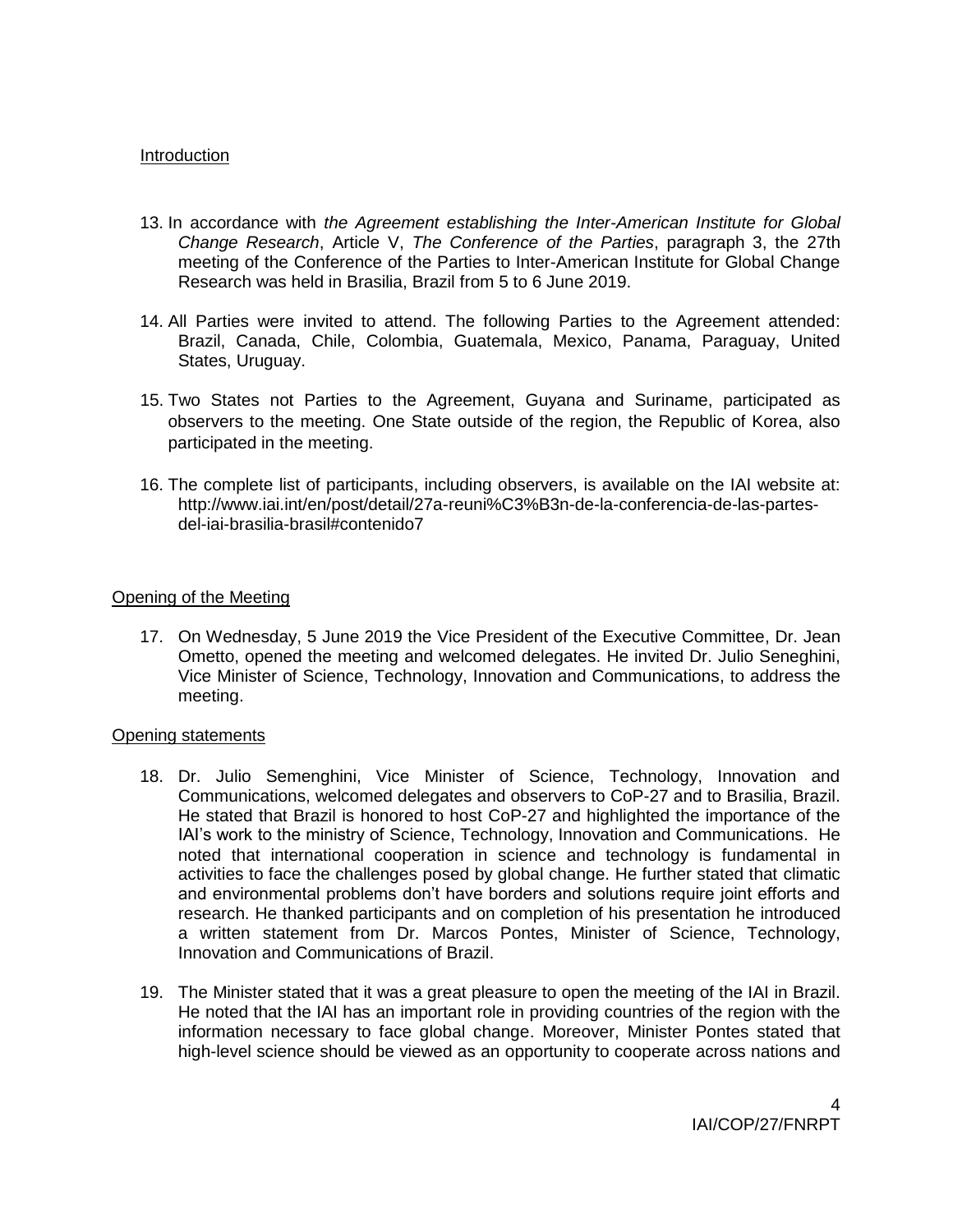## Introduction

13. In accordance with *the Agreement establishing the Inter-American Institute for Global Change Research*, Article V, *The Conference of the Parties*, paragraph 3, the 27th meeting of the Conference of the Parties to Inter-American Institute for Global Change Research was held in Brasilia, Brazil from 5 to 6 June 2019.

14. All Parties were invited to attend. The following Parties to the Agreement attended: Brazil, Canada, Chile, Colombia, Guatemala, Mexico, Panama, Paraguay, United States, Uruguay.

15. Two States not Parties to the Agreement, Guyana and Suriname, participated as observers to the meeting. One State outside of the region, the Republic of Korea, also participated in the meeting.

16. The complete list of participants, including observers, is available on the IAI website at: http://www.iai.int/en/post/detail/27a-reuni%C3%B3n-de-la-conferencia-de-las-partes-del-iai-brasilia-brasil#contenido7

## Opening of the Meeting

17. On Wednesday, 5 June 2019 the Vice President of the Executive Committee, Dr. Jean Ometto, opened the meeting and welcomed delegates. He invited Dr. Julio Seneghini, Vice Minister of Science, Technology, Innovation and Communications, to address the meeting.

## Opening statements

18. Dr. Julio Semenghini, Vice Minister of Science, Technology, Innovation and Communications, welcomed delegates and observers to CoP-27 and to Brasilia, Brazil. He stated that Brazil is honored to host CoP-27 and highlighted the importance of the IAI's work to the ministry of Science, Technology, Innovation and Communications. He noted that international cooperation in science and technology is fundamental in activities to face the challenges posed by global change. He further stated that climatic and environmental problems don't have borders and solutions require joint efforts and research. He thanked participants and on completion of his presentation he introduced a written statement from Dr. Marcos Pontes, Minister of Science, Technology, Innovation and Communications of Brazil.

19. The Minister stated that it was a great pleasure to open the meeting of the IAI in Brazil. He noted that the IAI has an important role in providing countries of the region with the information necessary to face global change. Moreover, Minister Pontes stated that high-level science should be viewed as an opportunity to cooperate across nations and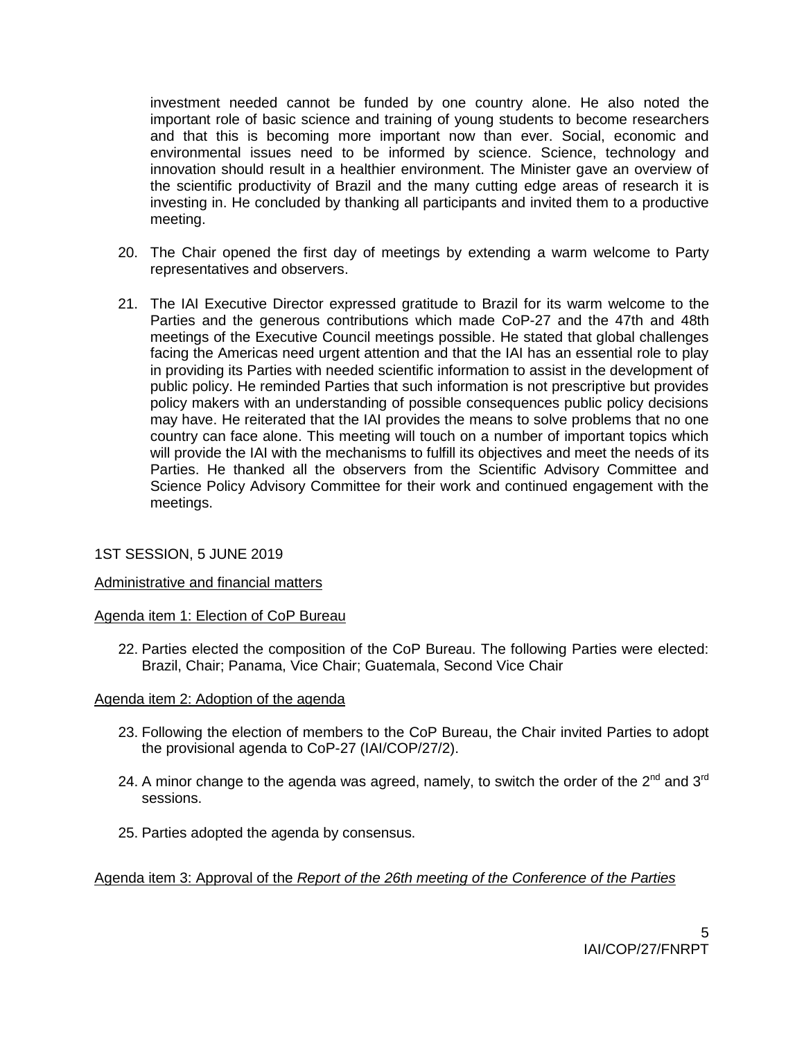investment needed cannot be funded by one country alone. He also noted the important role of basic science and training of young students to become researchers and that this is becoming more important now than ever. Social, economic and environmental issues need to be informed by science. Science, technology and innovation should result in a healthier environment. The Minister gave an overview of the scientific productivity of Brazil and the many cutting edge areas of research it is investing in. He concluded by thanking all participants and invited them to a productive meeting.

20. The Chair opened the first day of meetings by extending a warm welcome to Party representatives and observers.

21. The IAI Executive Director expressed gratitude to Brazil for its warm welcome to the Parties and the generous contributions which made CoP-27 and the 47th and 48th meetings of the Executive Council meetings possible. He stated that global challenges facing the Americas need urgent attention and that the IAI has an essential role to play in providing its Parties with needed scientific information to assist in the development of public policy. He reminded Parties that such information is not prescriptive but provides policy makers with an understanding of possible consequences public policy decisions may have. He reiterated that the IAI provides the means to solve problems that no one country can face alone. This meeting will touch on a number of important topics which will provide the IAI with the mechanisms to fulfill its objectives and meet the needs of its Parties. He thanked all the observers from the Scientific Advisory Committee and Science Policy Advisory Committee for their work and continued engagement with the meetings.

## 1ST SESSION, 5 JUNE 2019

### Administrative and financial matters

### Agenda item 1: Election of CoP Bureau

22. Parties elected the composition of the CoP Bureau. The following Parties were elected: Brazil, Chair; Panama, Vice Chair; Guatemala, Second Vice Chair

### Agenda item 2: Adoption of the agenda

23. Following the election of members to the CoP Bureau, the Chair invited Parties to adopt the provisional agenda to CoP-27 (IAI/COP/27/2).

24. A minor change to the agenda was agreed, namely, to switch the order of the 2nd and 3rd sessions.

25. Parties adopted the agenda by consensus.

### Agenda item 3: Approval of the *Report of the 26th meeting of the Conference of the Parties*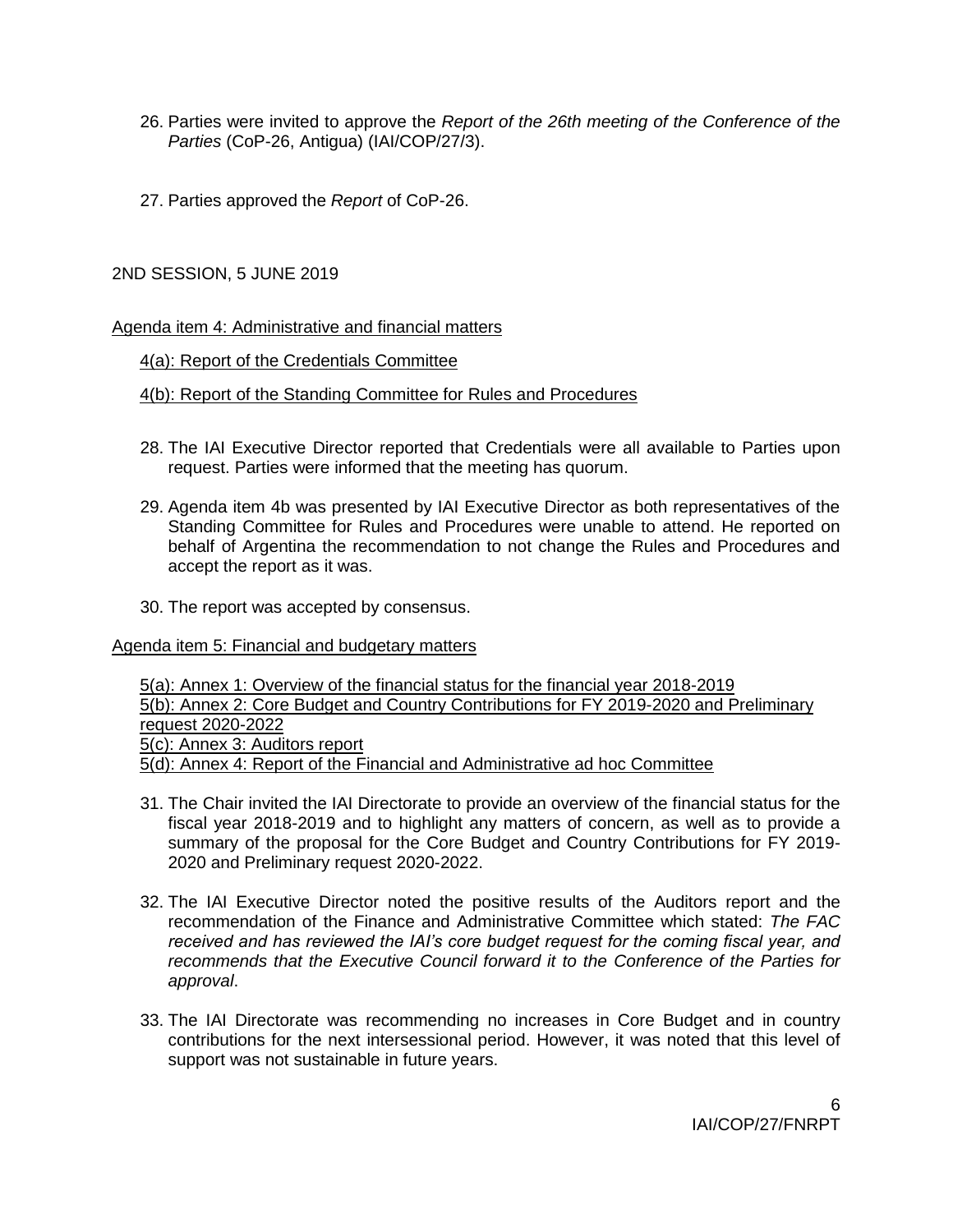26. Parties were invited to approve the *Report of the 26th meeting of the Conference of the Parties* (CoP-26, Antigua) (IAI/COP/27/3).

27. Parties approved the *Report* of CoP-26.

2ND SESSION, 5 JUNE 2019

Agenda item 4: Administrative and financial matters

4(a): Report of the Credentials Committee

4(b): Report of the Standing Committee for Rules and Procedures

28. The IAI Executive Director reported that Credentials were all available to Parties upon request. Parties were informed that the meeting has quorum.

29. Agenda item 4b was presented by IAI Executive Director as both representatives of the Standing Committee for Rules and Procedures were unable to attend. He reported on behalf of Argentina the recommendation to not change the Rules and Procedures and accept the report as it was.

30. The report was accepted by consensus.

Agenda item 5: Financial and budgetary matters

5(a): Annex 1: Overview of the financial status for the financial year 2018-2019
5(b): Annex 2: Core Budget and Country Contributions for FY 2019-2020 and Preliminary request 2020-2022
5(c): Annex 3: Auditors report
5(d): Annex 4: Report of the Financial and Administrative ad hoc Committee

31. The Chair invited the IAI Directorate to provide an overview of the financial status for the fiscal year 2018-2019 and to highlight any matters of concern, as well as to provide a summary of the proposal for the Core Budget and Country Contributions for FY 2019-2020 and Preliminary request 2020-2022.

32. The IAI Executive Director noted the positive results of the Auditors report and the recommendation of the Finance and Administrative Committee which stated: *The FAC received and has reviewed the IAI's core budget request for the coming fiscal year, and recommends that the Executive Council forward it to the Conference of the Parties for approval*.

33. The IAI Directorate was recommending no increases in Core Budget and in country contributions for the next intersessional period. However, it was noted that this level of support was not sustainable in future years.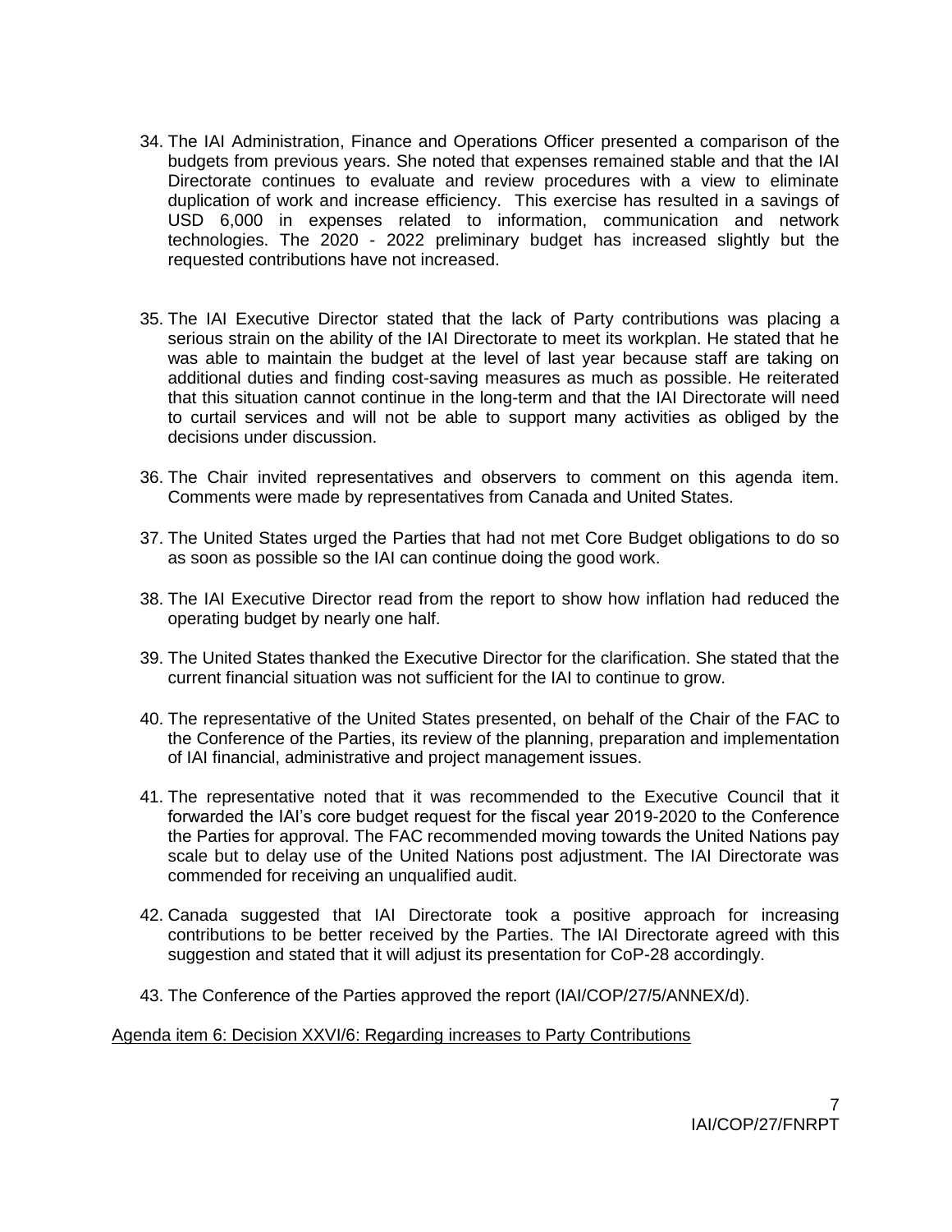34. The IAI Administration, Finance and Operations Officer presented a comparison of the budgets from previous years. She noted that expenses remained stable and that the IAI Directorate continues to evaluate and review procedures with a view to eliminate duplication of work and increase efficiency. This exercise has resulted in a savings of USD 6,000 in expenses related to information, communication and network technologies. The 2020 - 2022 preliminary budget has increased slightly but the requested contributions have not increased.

35. The IAI Executive Director stated that the lack of Party contributions was placing a serious strain on the ability of the IAI Directorate to meet its workplan. He stated that he was able to maintain the budget at the level of last year because staff are taking on additional duties and finding cost-saving measures as much as possible. He reiterated that this situation cannot continue in the long-term and that the IAI Directorate will need to curtail services and will not be able to support many activities as obliged by the decisions under discussion.

36. The Chair invited representatives and observers to comment on this agenda item. Comments were made by representatives from Canada and United States.

37. The United States urged the Parties that had not met Core Budget obligations to do so as soon as possible so the IAI can continue doing the good work.

38. The IAI Executive Director read from the report to show how inflation had reduced the operating budget by nearly one half.

39. The United States thanked the Executive Director for the clarification. She stated that the current financial situation was not sufficient for the IAI to continue to grow.

40. The representative of the United States presented, on behalf of the Chair of the FAC to the Conference of the Parties, its review of the planning, preparation and implementation of IAI financial, administrative and project management issues.

41. The representative noted that it was recommended to the Executive Council that it forwarded the IAI's core budget request for the fiscal year 2019-2020 to the Conference the Parties for approval. The FAC recommended moving towards the United Nations pay scale but to delay use of the United Nations post adjustment. The IAI Directorate was commended for receiving an unqualified audit.

42. Canada suggested that IAI Directorate took a positive approach for increasing contributions to be better received by the Parties. The IAI Directorate agreed with this suggestion and stated that it will adjust its presentation for CoP-28 accordingly.

43. The Conference of the Parties approved the report (IAI/COP/27/5/ANNEX/d).

Agenda item 6: Decision XXVI/6: Regarding increases to Party Contributions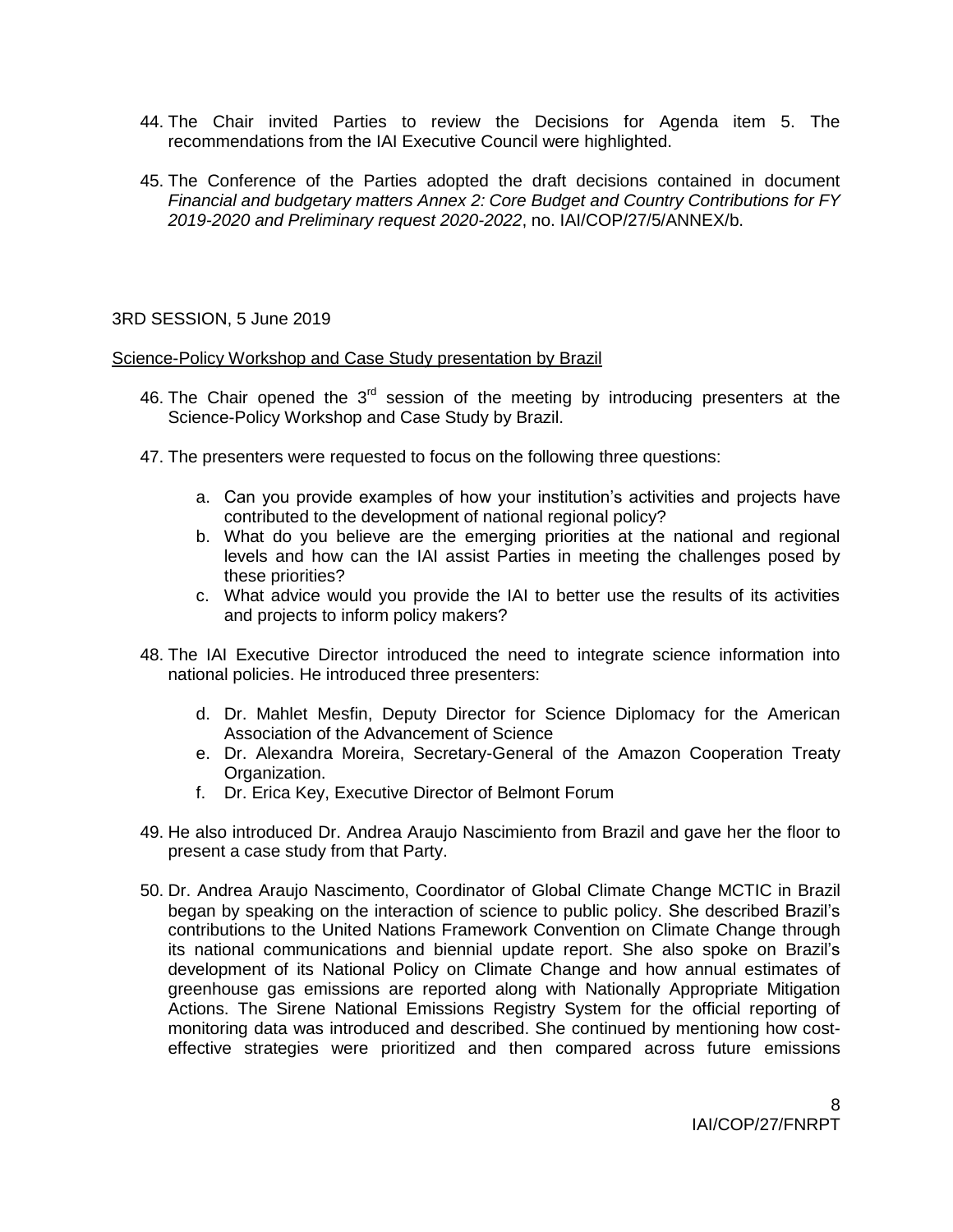44. The Chair invited Parties to review the Decisions for Agenda item 5. The recommendations from the IAI Executive Council were highlighted.

45. The Conference of the Parties adopted the draft decisions contained in document *Financial and budgetary matters Annex 2: Core Budget and Country Contributions for FY 2019-2020 and Preliminary request 2020-2022*, no. IAI/COP/27/5/ANNEX/b.

3RD SESSION, 5 June 2019

Science-Policy Workshop and Case Study presentation by Brazil

46. The Chair opened the 3rd session of the meeting by introducing presenters at the Science-Policy Workshop and Case Study by Brazil.

47. The presenters were requested to focus on the following three questions:

    a. Can you provide examples of how your institution's activities and projects have contributed to the development of national regional policy?
    b. What do you believe are the emerging priorities at the national and regional levels and how can the IAI assist Parties in meeting the challenges posed by these priorities?
    c. What advice would you provide the IAI to better use the results of its activities and projects to inform policy makers?

48. The IAI Executive Director introduced the need to integrate science information into national policies. He introduced three presenters:

    d. Dr. Mahlet Mesfin, Deputy Director for Science Diplomacy for the American Association of the Advancement of Science
    e. Dr. Alexandra Moreira, Secretary-General of the Amazon Cooperation Treaty Organization.
    f. Dr. Erica Key, Executive Director of Belmont Forum

49. He also introduced Dr. Andrea Araujo Nascimiento from Brazil and gave her the floor to present a case study from that Party.

50. Dr. Andrea Araujo Nascimento, Coordinator of Global Climate Change MCTIC in Brazil began by speaking on the interaction of science to public policy. She described Brazil's contributions to the United Nations Framework Convention on Climate Change through its national communications and biennial update report. She also spoke on Brazil's development of its National Policy on Climate Change and how annual estimates of greenhouse gas emissions are reported along with Nationally Appropriate Mitigation Actions. The Sirene National Emissions Registry System for the official reporting of monitoring data was introduced and described. She continued by mentioning how cost-effective strategies were prioritized and then compared across future emissions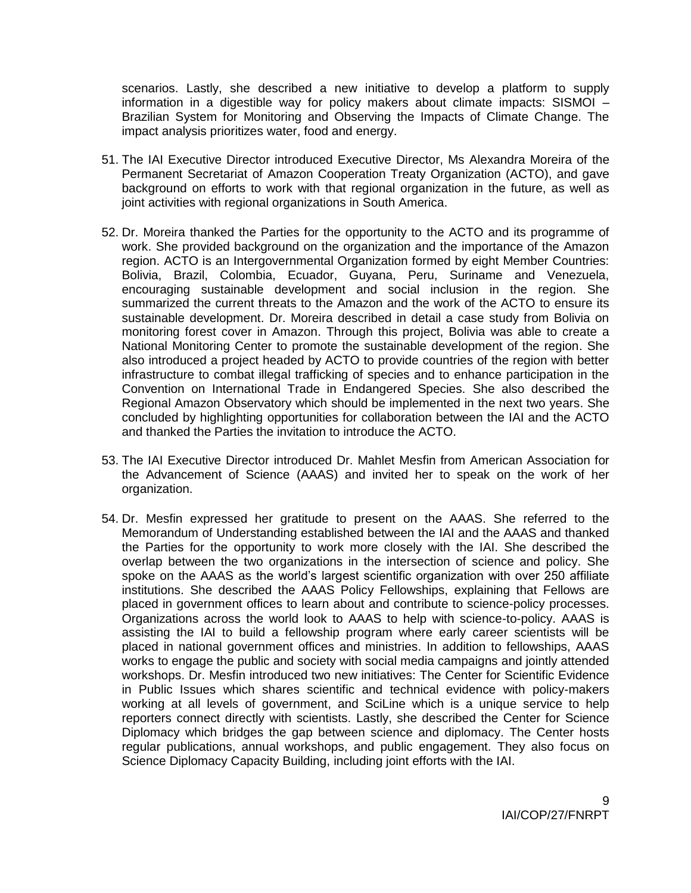scenarios. Lastly, she described a new initiative to develop a platform to supply information in a digestible way for policy makers about climate impacts: SISMOI – Brazilian System for Monitoring and Observing the Impacts of Climate Change. The impact analysis prioritizes water, food and energy.

51. The IAI Executive Director introduced Executive Director, Ms Alexandra Moreira of the Permanent Secretariat of Amazon Cooperation Treaty Organization (ACTO), and gave background on efforts to work with that regional organization in the future, as well as joint activities with regional organizations in South America.

52. Dr. Moreira thanked the Parties for the opportunity to the ACTO and its programme of work. She provided background on the organization and the importance of the Amazon region. ACTO is an Intergovernmental Organization formed by eight Member Countries: Bolivia, Brazil, Colombia, Ecuador, Guyana, Peru, Suriname and Venezuela, encouraging sustainable development and social inclusion in the region. She summarized the current threats to the Amazon and the work of the ACTO to ensure its sustainable development. Dr. Moreira described in detail a case study from Bolivia on monitoring forest cover in Amazon. Through this project, Bolivia was able to create a National Monitoring Center to promote the sustainable development of the region. She also introduced a project headed by ACTO to provide countries of the region with better infrastructure to combat illegal trafficking of species and to enhance participation in the Convention on International Trade in Endangered Species. She also described the Regional Amazon Observatory which should be implemented in the next two years. She concluded by highlighting opportunities for collaboration between the IAI and the ACTO and thanked the Parties the invitation to introduce the ACTO.

53. The IAI Executive Director introduced Dr. Mahlet Mesfin from American Association for the Advancement of Science (AAAS) and invited her to speak on the work of her organization.

54. Dr. Mesfin expressed her gratitude to present on the AAAS. She referred to the Memorandum of Understanding established between the IAI and the AAAS and thanked the Parties for the opportunity to work more closely with the IAI. She described the overlap between the two organizations in the intersection of science and policy. She spoke on the AAAS as the world's largest scientific organization with over 250 affiliate institutions. She described the AAAS Policy Fellowships, explaining that Fellows are placed in government offices to learn about and contribute to science-policy processes. Organizations across the world look to AAAS to help with science-to-policy. AAAS is assisting the IAI to build a fellowship program where early career scientists will be placed in national government offices and ministries. In addition to fellowships, AAAS works to engage the public and society with social media campaigns and jointly attended workshops. Dr. Mesfin introduced two new initiatives: The Center for Scientific Evidence in Public Issues which shares scientific and technical evidence with policy-makers working at all levels of government, and SciLine which is a unique service to help reporters connect directly with scientists. Lastly, she described the Center for Science Diplomacy which bridges the gap between science and diplomacy. The Center hosts regular publications, annual workshops, and public engagement. They also focus on Science Diplomacy Capacity Building, including joint efforts with the IAI.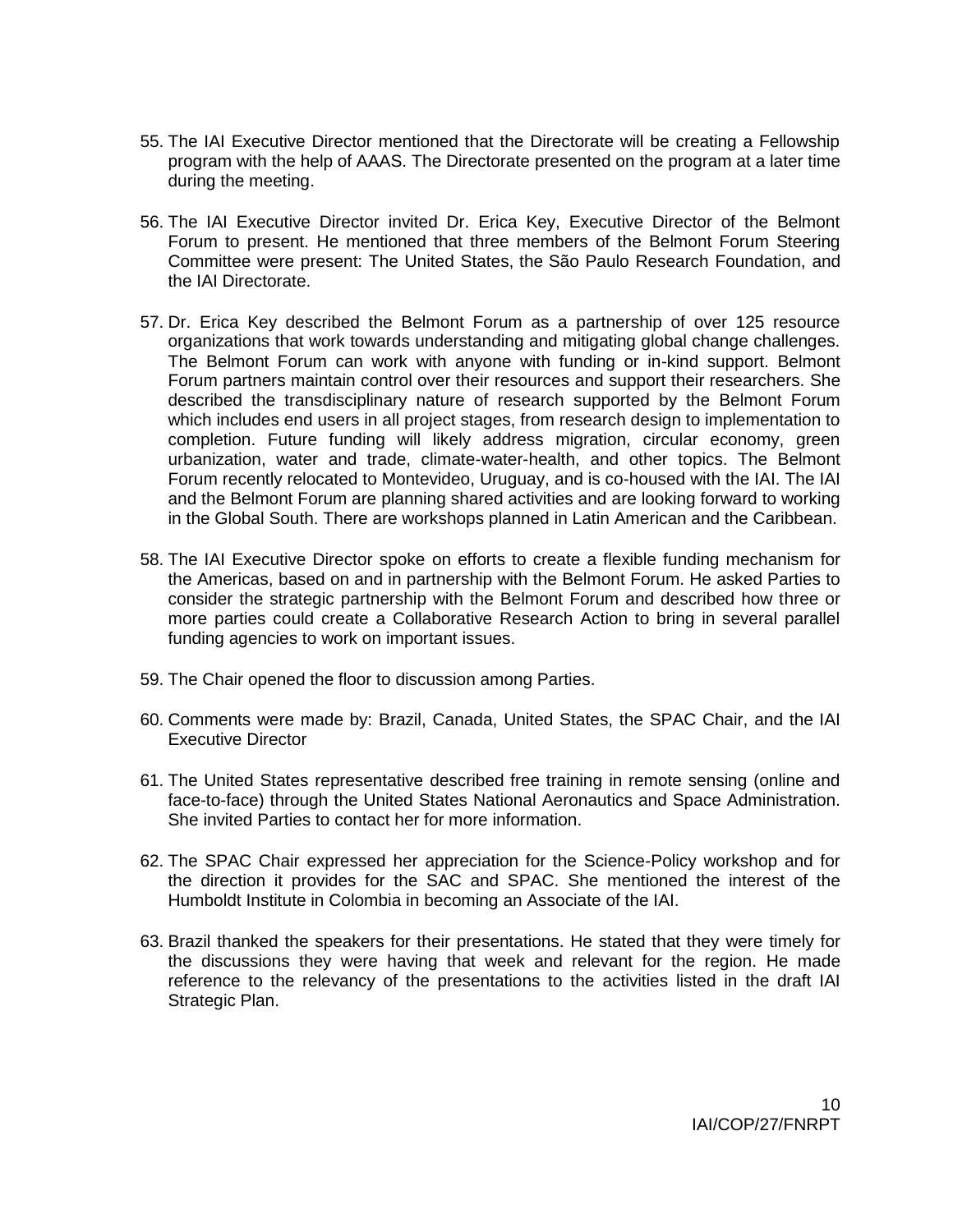55. The IAI Executive Director mentioned that the Directorate will be creating a Fellowship program with the help of AAAS. The Directorate presented on the program at a later time during the meeting.

56. The IAI Executive Director invited Dr. Erica Key, Executive Director of the Belmont Forum to present. He mentioned that three members of the Belmont Forum Steering Committee were present: The United States, the São Paulo Research Foundation, and the IAI Directorate.

57. Dr. Erica Key described the Belmont Forum as a partnership of over 125 resource organizations that work towards understanding and mitigating global change challenges. The Belmont Forum can work with anyone with funding or in-kind support. Belmont Forum partners maintain control over their resources and support their researchers. She described the transdisciplinary nature of research supported by the Belmont Forum which includes end users in all project stages, from research design to implementation to completion. Future funding will likely address migration, circular economy, green urbanization, water and trade, climate-water-health, and other topics. The Belmont Forum recently relocated to Montevideo, Uruguay, and is co-housed with the IAI. The IAI and the Belmont Forum are planning shared activities and are looking forward to working in the Global South. There are workshops planned in Latin American and the Caribbean.

58. The IAI Executive Director spoke on efforts to create a flexible funding mechanism for the Americas, based on and in partnership with the Belmont Forum. He asked Parties to consider the strategic partnership with the Belmont Forum and described how three or more parties could create a Collaborative Research Action to bring in several parallel funding agencies to work on important issues.

59. The Chair opened the floor to discussion among Parties.

60. Comments were made by: Brazil, Canada, United States, the SPAC Chair, and the IAI Executive Director

61. The United States representative described free training in remote sensing (online and face-to-face) through the United States National Aeronautics and Space Administration. She invited Parties to contact her for more information.

62. The SPAC Chair expressed her appreciation for the Science-Policy workshop and for the direction it provides for the SAC and SPAC. She mentioned the interest of the Humboldt Institute in Colombia in becoming an Associate of the IAI.

63. Brazil thanked the speakers for their presentations. He stated that they were timely for the discussions they were having that week and relevant for the region. He made reference to the relevancy of the presentations to the activities listed in the draft IAI Strategic Plan.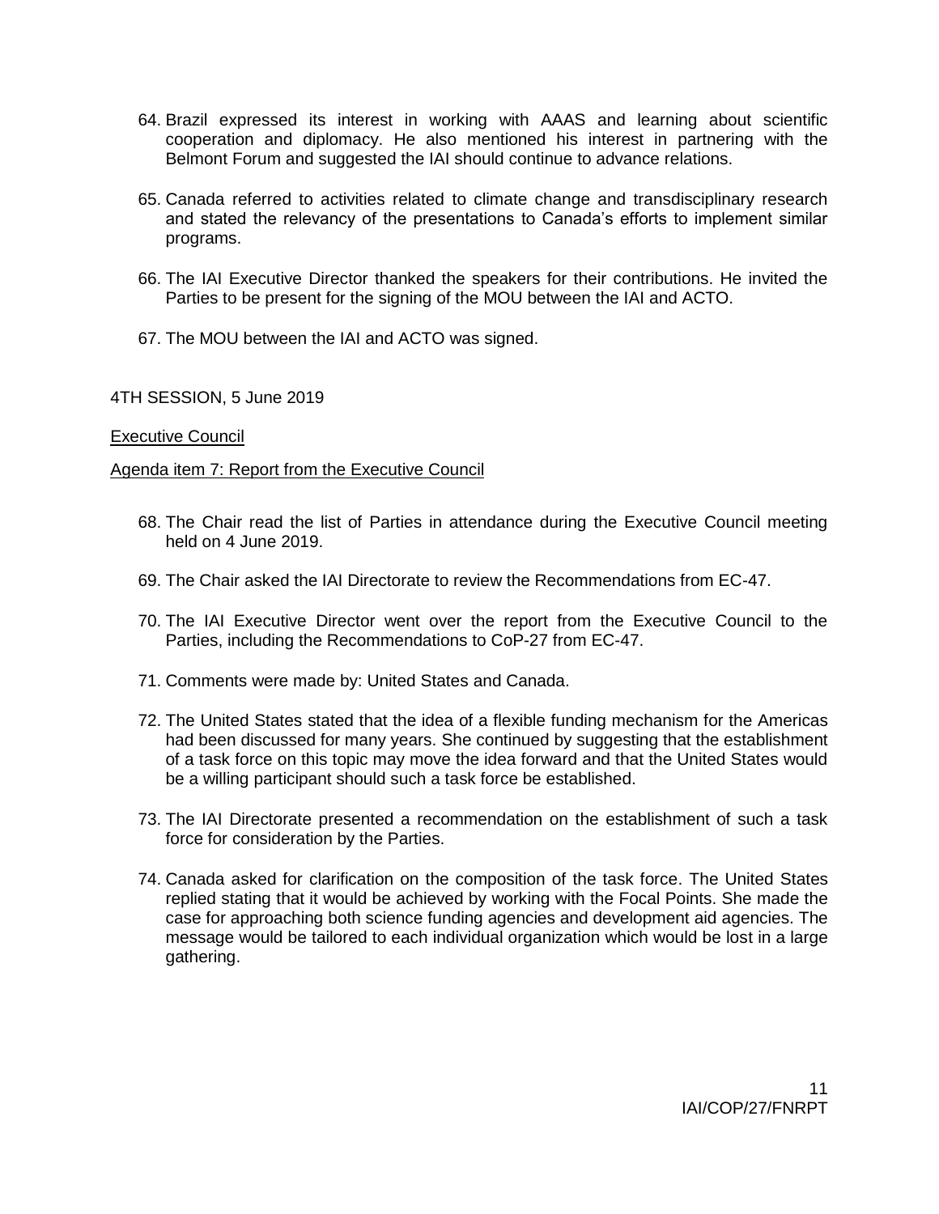64. Brazil expressed its interest in working with AAAS and learning about scientific cooperation and diplomacy. He also mentioned his interest in partnering with the Belmont Forum and suggested the IAI should continue to advance relations.

65. Canada referred to activities related to climate change and transdisciplinary research and stated the relevancy of the presentations to Canada's efforts to implement similar programs.

66. The IAI Executive Director thanked the speakers for their contributions. He invited the Parties to be present for the signing of the MOU between the IAI and ACTO.

67. The MOU between the IAI and ACTO was signed.

4TH SESSION, 5 June 2019

<u>Executive Council</u>

<u>Agenda item 7: Report from the Executive Council</u>

68. The Chair read the list of Parties in attendance during the Executive Council meeting held on 4 June 2019.

69. The Chair asked the IAI Directorate to review the Recommendations from EC-47.

70. The IAI Executive Director went over the report from the Executive Council to the Parties, including the Recommendations to CoP-27 from EC-47.

71. Comments were made by: United States and Canada.

72. The United States stated that the idea of a flexible funding mechanism for the Americas had been discussed for many years. She continued by suggesting that the establishment of a task force on this topic may move the idea forward and that the United States would be a willing participant should such a task force be established.

73. The IAI Directorate presented a recommendation on the establishment of such a task force for consideration by the Parties.

74. Canada asked for clarification on the composition of the task force. The United States replied stating that it would be achieved by working with the Focal Points. She made the case for approaching both science funding agencies and development aid agencies. The message would be tailored to each individual organization which would be lost in a large gathering.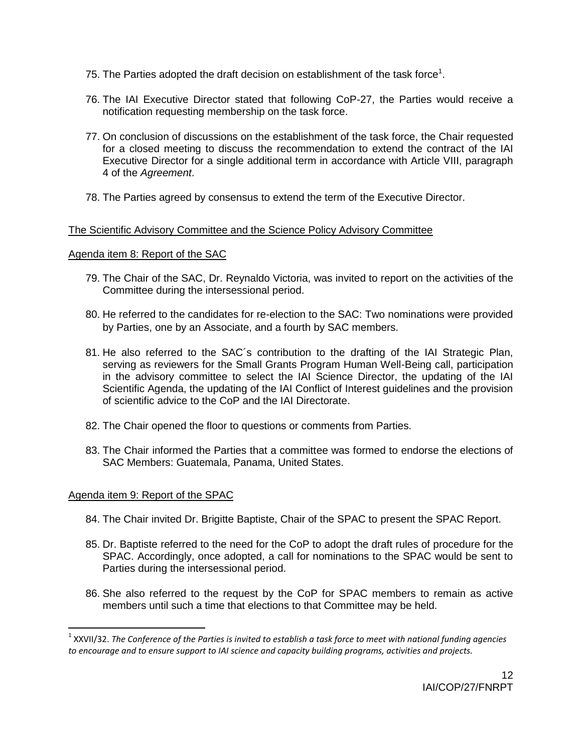75. The Parties adopted the draft decision on establishment of the task force[1].

76. The IAI Executive Director stated that following CoP-27, the Parties would receive a notification requesting membership on the task force.

77. On conclusion of discussions on the establishment of the task force, the Chair requested for a closed meeting to discuss the recommendation to extend the contract of the IAI Executive Director for a single additional term in accordance with Article VIII, paragraph 4 of the *Agreement*.

78. The Parties agreed by consensus to extend the term of the Executive Director.

The Scientific Advisory Committee and the Science Policy Advisory Committee

Agenda item 8: Report of the SAC

79. The Chair of the SAC, Dr. Reynaldo Victoria, was invited to report on the activities of the Committee during the intersessional period.

80. He referred to the candidates for re-election to the SAC: Two nominations were provided by Parties, one by an Associate, and a fourth by SAC members.

81. He also referred to the SAC´s contribution to the drafting of the IAI Strategic Plan, serving as reviewers for the Small Grants Program Human Well-Being call, participation in the advisory committee to select the IAI Science Director, the updating of the IAI Scientific Agenda, the updating of the IAI Conflict of Interest guidelines and the provision of scientific advice to the CoP and the IAI Directorate.

82. The Chair opened the floor to questions or comments from Parties.

83. The Chair informed the Parties that a committee was formed to endorse the elections of SAC Members: Guatemala, Panama, United States.

Agenda item 9: Report of the SPAC

84. The Chair invited Dr. Brigitte Baptiste, Chair of the SPAC to present the SPAC Report.

85. Dr. Baptiste referred to the need for the CoP to adopt the draft rules of procedure for the SPAC. Accordingly, once adopted, a call for nominations to the SPAC would be sent to Parties during the intersessional period.

86. She also referred to the request by the CoP for SPAC members to remain as active members until such a time that elections to that Committee may be held.

---

[1] XXVII/32. *The Conference of the Parties is invited to establish a task force to meet with national funding agencies to encourage and to ensure support to IAI science and capacity building programs, activities and projects.*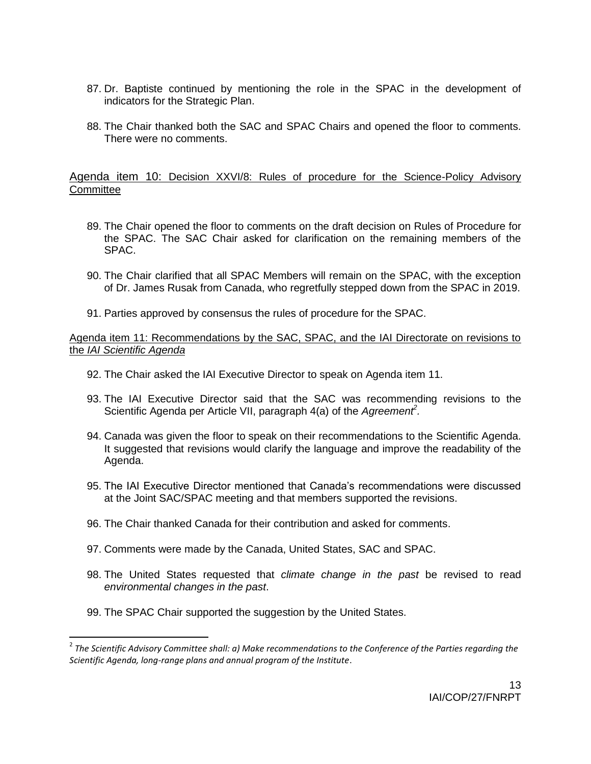87. Dr. Baptiste continued by mentioning the role in the SPAC in the development of indicators for the Strategic Plan.

88. The Chair thanked both the SAC and SPAC Chairs and opened the floor to comments. There were no comments.

## Agenda item 10: Decision XXVI/8: Rules of procedure for the Science-Policy Advisory Committee

89. The Chair opened the floor to comments on the draft decision on Rules of Procedure for the SPAC. The SAC Chair asked for clarification on the remaining members of the SPAC.

90. The Chair clarified that all SPAC Members will remain on the SPAC, with the exception of Dr. James Rusak from Canada, who regretfully stepped down from the SPAC in 2019.

91. Parties approved by consensus the rules of procedure for the SPAC.

## Agenda item 11: Recommendations by the SAC, SPAC, and the IAI Directorate on revisions to the *IAI Scientific Agenda*

92. The Chair asked the IAI Executive Director to speak on Agenda item 11.

93. The IAI Executive Director said that the SAC was recommending revisions to the Scientific Agenda per Article VII, paragraph 4(a) of the *Agreement*[2].

94. Canada was given the floor to speak on their recommendations to the Scientific Agenda. It suggested that revisions would clarify the language and improve the readability of the Agenda.

95. The IAI Executive Director mentioned that Canada's recommendations were discussed at the Joint SAC/SPAC meeting and that members supported the revisions.

96. The Chair thanked Canada for their contribution and asked for comments.

97. Comments were made by the Canada, United States, SAC and SPAC.

98. The United States requested that *climate change in the past* be revised to read *environmental changes in the past*.

99. The SPAC Chair supported the suggestion by the United States.

---

[2] *The Scientific Advisory Committee shall: a) Make recommendations to the Conference of the Parties regarding the Scientific Agenda, long-range plans and annual program of the Institute*.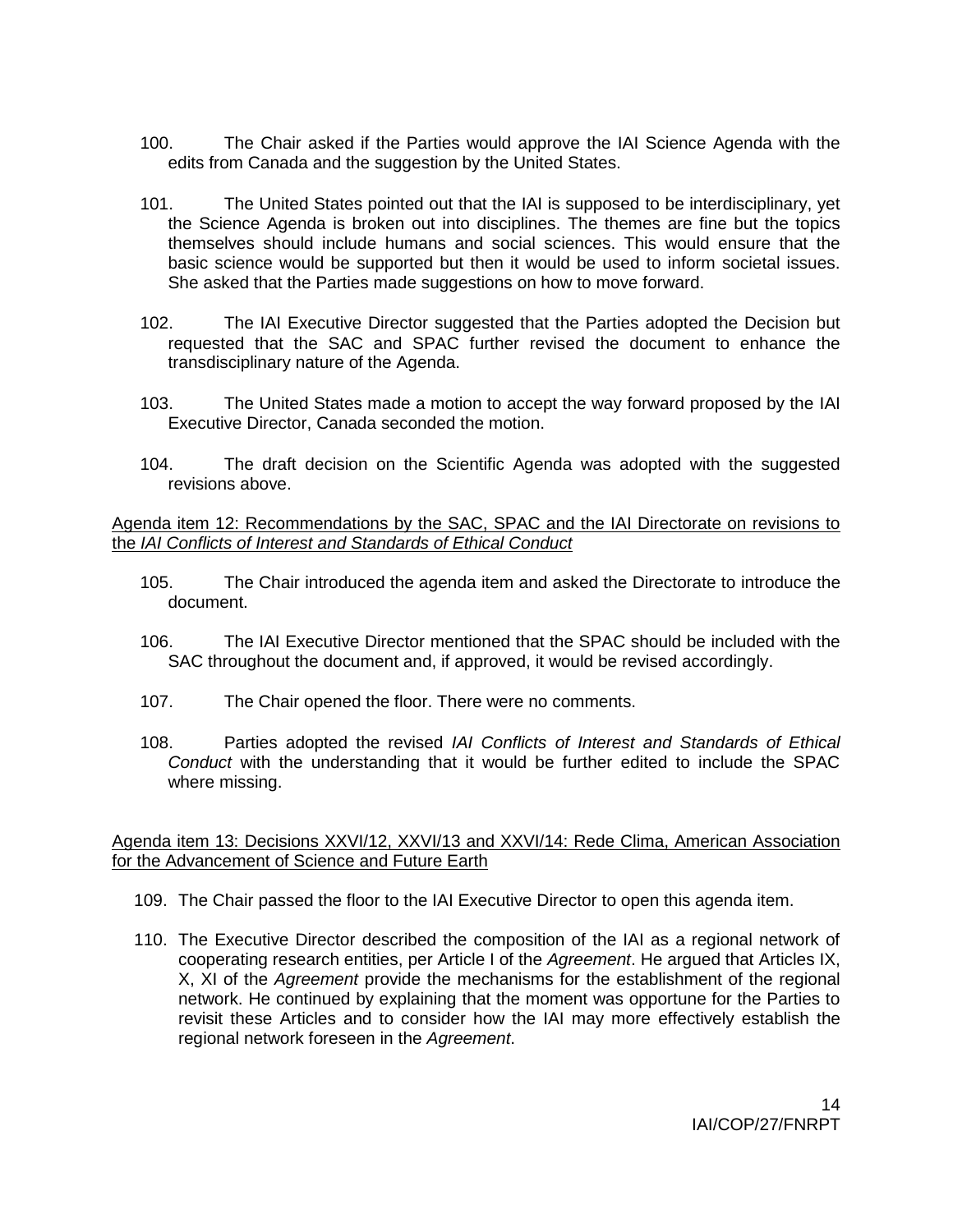100. The Chair asked if the Parties would approve the IAI Science Agenda with the edits from Canada and the suggestion by the United States.

101. The United States pointed out that the IAI is supposed to be interdisciplinary, yet the Science Agenda is broken out into disciplines. The themes are fine but the topics themselves should include humans and social sciences. This would ensure that the basic science would be supported but then it would be used to inform societal issues. She asked that the Parties made suggestions on how to move forward.

102. The IAI Executive Director suggested that the Parties adopted the Decision but requested that the SAC and SPAC further revised the document to enhance the transdisciplinary nature of the Agenda.

103. The United States made a motion to accept the way forward proposed by the IAI Executive Director, Canada seconded the motion.

104. The draft decision on the Scientific Agenda was adopted with the suggested revisions above.

Agenda item 12: Recommendations by the SAC, SPAC and the IAI Directorate on revisions to the *IAI Conflicts of Interest and Standards of Ethical Conduct*

105. The Chair introduced the agenda item and asked the Directorate to introduce the document.

106. The IAI Executive Director mentioned that the SPAC should be included with the SAC throughout the document and, if approved, it would be revised accordingly.

107. The Chair opened the floor. There were no comments.

108. Parties adopted the revised *IAI Conflicts of Interest and Standards of Ethical Conduct* with the understanding that it would be further edited to include the SPAC where missing.

Agenda item 13: Decisions XXVI/12, XXVI/13 and XXVI/14: Rede Clima, American Association for the Advancement of Science and Future Earth

109. The Chair passed the floor to the IAI Executive Director to open this agenda item.

110. The Executive Director described the composition of the IAI as a regional network of cooperating research entities, per Article I of the *Agreement*. He argued that Articles IX, X, XI of the *Agreement* provide the mechanisms for the establishment of the regional network. He continued by explaining that the moment was opportune for the Parties to revisit these Articles and to consider how the IAI may more effectively establish the regional network foreseen in the *Agreement*.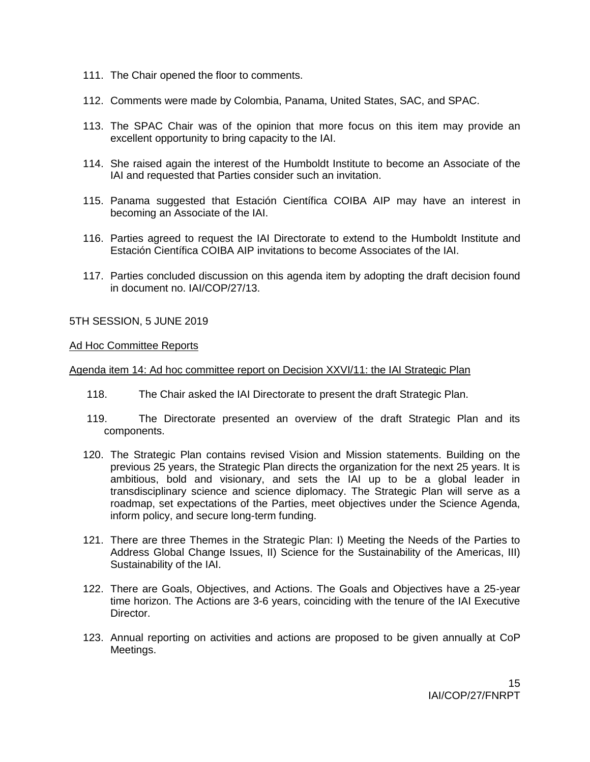111. The Chair opened the floor to comments.

112. Comments were made by Colombia, Panama, United States, SAC, and SPAC.

113. The SPAC Chair was of the opinion that more focus on this item may provide an excellent opportunity to bring capacity to the IAI.

114. She raised again the interest of the Humboldt Institute to become an Associate of the IAI and requested that Parties consider such an invitation.

115. Panama suggested that Estación Científica COIBA AIP may have an interest in becoming an Associate of the IAI.

116. Parties agreed to request the IAI Directorate to extend to the Humboldt Institute and Estación Científica COIBA AIP invitations to become Associates of the IAI.

117. Parties concluded discussion on this agenda item by adopting the draft decision found in document no. IAI/COP/27/13.

5TH SESSION, 5 JUNE 2019

## Ad Hoc Committee Reports

### Agenda item 14: Ad hoc committee report on Decision XXVI/11: the IAI Strategic Plan

118. The Chair asked the IAI Directorate to present the draft Strategic Plan.

119. The Directorate presented an overview of the draft Strategic Plan and its components.

120. The Strategic Plan contains revised Vision and Mission statements. Building on the previous 25 years, the Strategic Plan directs the organization for the next 25 years. It is ambitious, bold and visionary, and sets the IAI up to be a global leader in transdisciplinary science and science diplomacy. The Strategic Plan will serve as a roadmap, set expectations of the Parties, meet objectives under the Science Agenda, inform policy, and secure long-term funding.

121. There are three Themes in the Strategic Plan: I) Meeting the Needs of the Parties to Address Global Change Issues, II) Science for the Sustainability of the Americas, III) Sustainability of the IAI.

122. There are Goals, Objectives, and Actions. The Goals and Objectives have a 25-year time horizon. The Actions are 3-6 years, coinciding with the tenure of the IAI Executive Director.

123. Annual reporting on activities and actions are proposed to be given annually at CoP Meetings.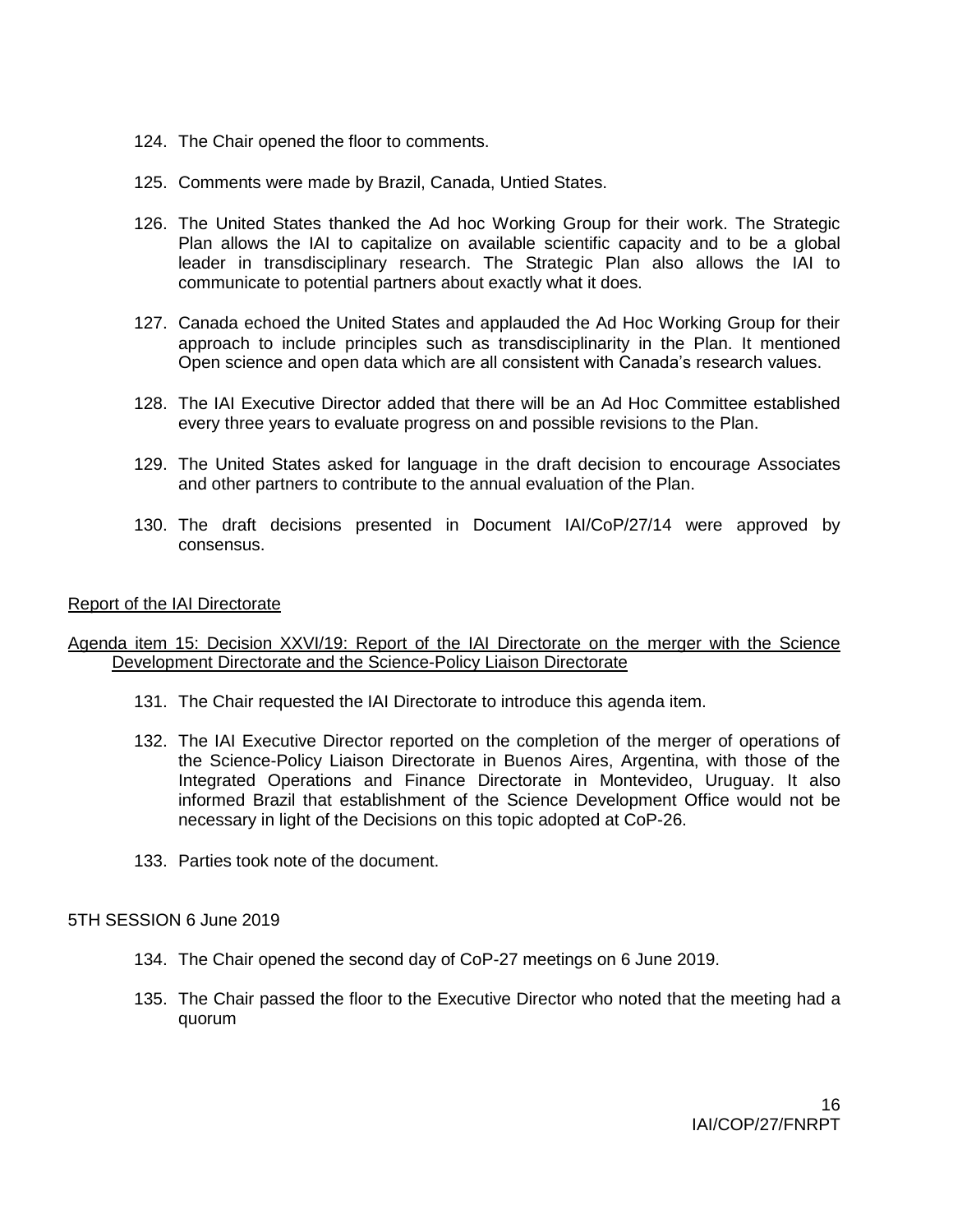124. The Chair opened the floor to comments.

125. Comments were made by Brazil, Canada, Untied States.

126. The United States thanked the Ad hoc Working Group for their work. The Strategic Plan allows the IAI to capitalize on available scientific capacity and to be a global leader in transdisciplinary research. The Strategic Plan also allows the IAI to communicate to potential partners about exactly what it does.

127. Canada echoed the United States and applauded the Ad Hoc Working Group for their approach to include principles such as transdisciplinarity in the Plan. It mentioned Open science and open data which are all consistent with Canada's research values.

128. The IAI Executive Director added that there will be an Ad Hoc Committee established every three years to evaluate progress on and possible revisions to the Plan.

129. The United States asked for language in the draft decision to encourage Associates and other partners to contribute to the annual evaluation of the Plan.

130. The draft decisions presented in Document IAI/CoP/27/14 were approved by consensus.

## Report of the IAI Directorate

### Agenda item 15: Decision XXVI/19: Report of the IAI Directorate on the merger with the Science Development Directorate and the Science-Policy Liaison Directorate

131. The Chair requested the IAI Directorate to introduce this agenda item.

132. The IAI Executive Director reported on the completion of the merger of operations of the Science-Policy Liaison Directorate in Buenos Aires, Argentina, with those of the Integrated Operations and Finance Directorate in Montevideo, Uruguay. It also informed Brazil that establishment of the Science Development Office would not be necessary in light of the Decisions on this topic adopted at CoP-26.

133. Parties took note of the document.

## 5TH SESSION 6 June 2019

134. The Chair opened the second day of CoP-27 meetings on 6 June 2019.

135. The Chair passed the floor to the Executive Director who noted that the meeting had a quorum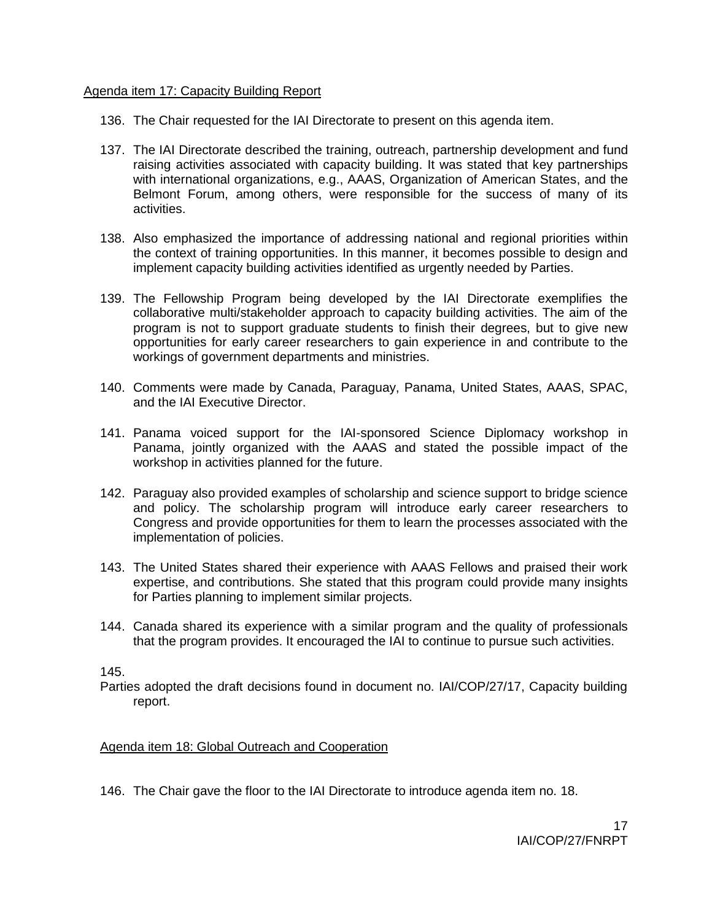Agenda item 17: Capacity Building Report

136. The Chair requested for the IAI Directorate to present on this agenda item.

137. The IAI Directorate described the training, outreach, partnership development and fund raising activities associated with capacity building. It was stated that key partnerships with international organizations, e.g., AAAS, Organization of American States, and the Belmont Forum, among others, were responsible for the success of many of its activities.

138. Also emphasized the importance of addressing national and regional priorities within the context of training opportunities. In this manner, it becomes possible to design and implement capacity building activities identified as urgently needed by Parties.

139. The Fellowship Program being developed by the IAI Directorate exemplifies the collaborative multi/stakeholder approach to capacity building activities. The aim of the program is not to support graduate students to finish their degrees, but to give new opportunities for early career researchers to gain experience in and contribute to the workings of government departments and ministries.

140. Comments were made by Canada, Paraguay, Panama, United States, AAAS, SPAC, and the IAI Executive Director.

141. Panama voiced support for the IAI-sponsored Science Diplomacy workshop in Panama, jointly organized with the AAAS and stated the possible impact of the workshop in activities planned for the future.

142. Paraguay also provided examples of scholarship and science support to bridge science and policy. The scholarship program will introduce early career researchers to Congress and provide opportunities for them to learn the processes associated with the implementation of policies.

143. The United States shared their experience with AAAS Fellows and praised their work expertise, and contributions. She stated that this program could provide many insights for Parties planning to implement similar projects.

144. Canada shared its experience with a similar program and the quality of professionals that the program provides. It encouraged the IAI to continue to pursue such activities.

145.
Parties adopted the draft decisions found in document no. IAI/COP/27/17, Capacity building report.

Agenda item 18: Global Outreach and Cooperation

146. The Chair gave the floor to the IAI Directorate to introduce agenda item no. 18.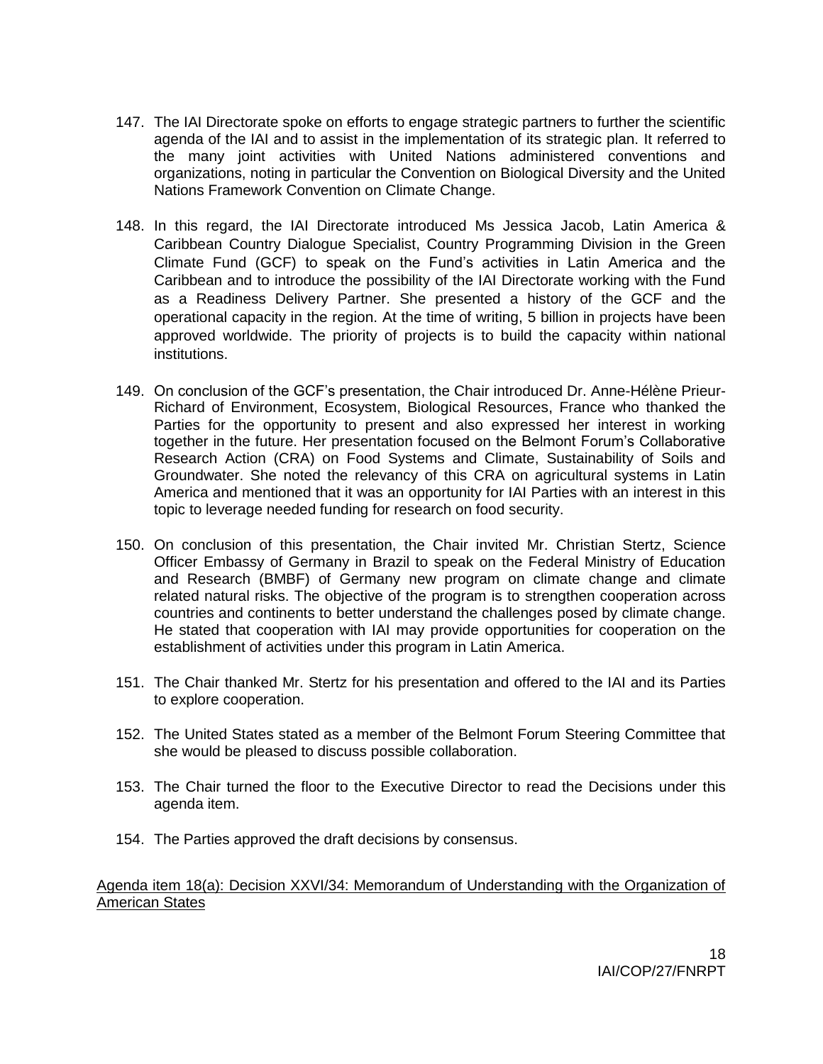147. The IAI Directorate spoke on efforts to engage strategic partners to further the scientific agenda of the IAI and to assist in the implementation of its strategic plan. It referred to the many joint activities with United Nations administered conventions and organizations, noting in particular the Convention on Biological Diversity and the United Nations Framework Convention on Climate Change.

148. In this regard, the IAI Directorate introduced Ms Jessica Jacob, Latin America & Caribbean Country Dialogue Specialist, Country Programming Division in the Green Climate Fund (GCF) to speak on the Fund's activities in Latin America and the Caribbean and to introduce the possibility of the IAI Directorate working with the Fund as a Readiness Delivery Partner. She presented a history of the GCF and the operational capacity in the region. At the time of writing, 5 billion in projects have been approved worldwide. The priority of projects is to build the capacity within national institutions.

149. On conclusion of the GCF's presentation, the Chair introduced Dr. Anne-Hélène Prieur-Richard of Environment, Ecosystem, Biological Resources, France who thanked the Parties for the opportunity to present and also expressed her interest in working together in the future. Her presentation focused on the Belmont Forum's Collaborative Research Action (CRA) on Food Systems and Climate, Sustainability of Soils and Groundwater. She noted the relevancy of this CRA on agricultural systems in Latin America and mentioned that it was an opportunity for IAI Parties with an interest in this topic to leverage needed funding for research on food security.

150. On conclusion of this presentation, the Chair invited Mr. Christian Stertz, Science Officer Embassy of Germany in Brazil to speak on the Federal Ministry of Education and Research (BMBF) of Germany new program on climate change and climate related natural risks. The objective of the program is to strengthen cooperation across countries and continents to better understand the challenges posed by climate change. He stated that cooperation with IAI may provide opportunities for cooperation on the establishment of activities under this program in Latin America.

151. The Chair thanked Mr. Stertz for his presentation and offered to the IAI and its Parties to explore cooperation.

152. The United States stated as a member of the Belmont Forum Steering Committee that she would be pleased to discuss possible collaboration.

153. The Chair turned the floor to the Executive Director to read the Decisions under this agenda item.

154. The Parties approved the draft decisions by consensus.

<u>Agenda item 18(a): Decision XXVI/34: Memorandum of Understanding with the Organization of American States</u>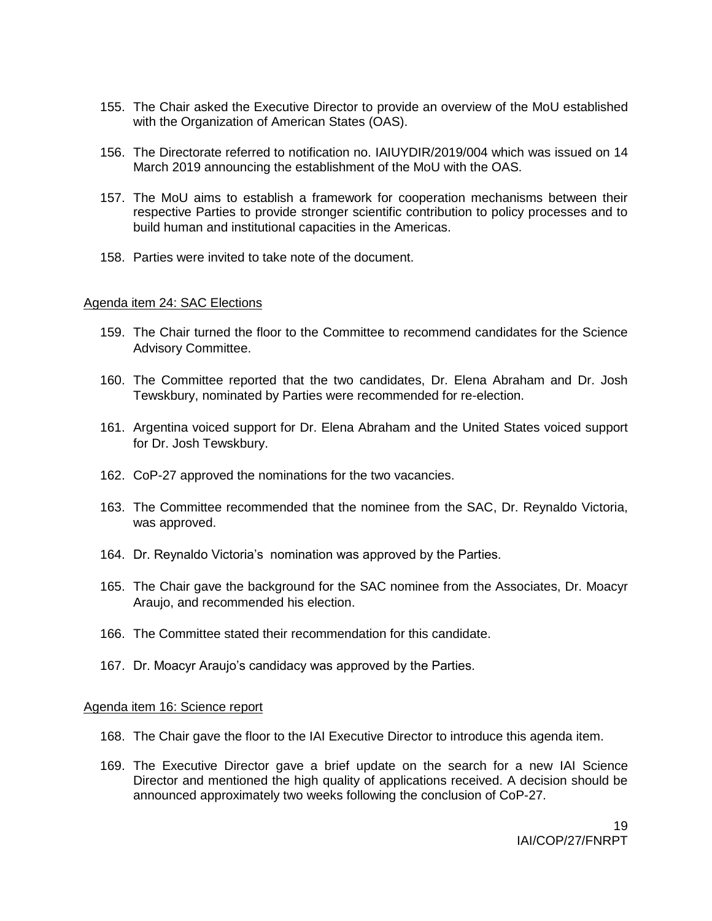155. The Chair asked the Executive Director to provide an overview of the MoU established with the Organization of American States (OAS).

156. The Directorate referred to notification no. IAIUYDIR/2019/004 which was issued on 14 March 2019 announcing the establishment of the MoU with the OAS.

157. The MoU aims to establish a framework for cooperation mechanisms between their respective Parties to provide stronger scientific contribution to policy processes and to build human and institutional capacities in the Americas.

158. Parties were invited to take note of the document.

Agenda item 24: SAC Elections

159. The Chair turned the floor to the Committee to recommend candidates for the Science Advisory Committee.

160. The Committee reported that the two candidates, Dr. Elena Abraham and Dr. Josh Tewskbury, nominated by Parties were recommended for re-election.

161. Argentina voiced support for Dr. Elena Abraham and the United States voiced support for Dr. Josh Tewskbury.

162. CoP-27 approved the nominations for the two vacancies.

163. The Committee recommended that the nominee from the SAC, Dr. Reynaldo Victoria, was approved.

164. Dr. Reynaldo Victoria's nomination was approved by the Parties.

165. The Chair gave the background for the SAC nominee from the Associates, Dr. Moacyr Araujo, and recommended his election.

166. The Committee stated their recommendation for this candidate.

167. Dr. Moacyr Araujo's candidacy was approved by the Parties.

Agenda item 16: Science report

168. The Chair gave the floor to the IAI Executive Director to introduce this agenda item.

169. The Executive Director gave a brief update on the search for a new IAI Science Director and mentioned the high quality of applications received. A decision should be announced approximately two weeks following the conclusion of CoP-27.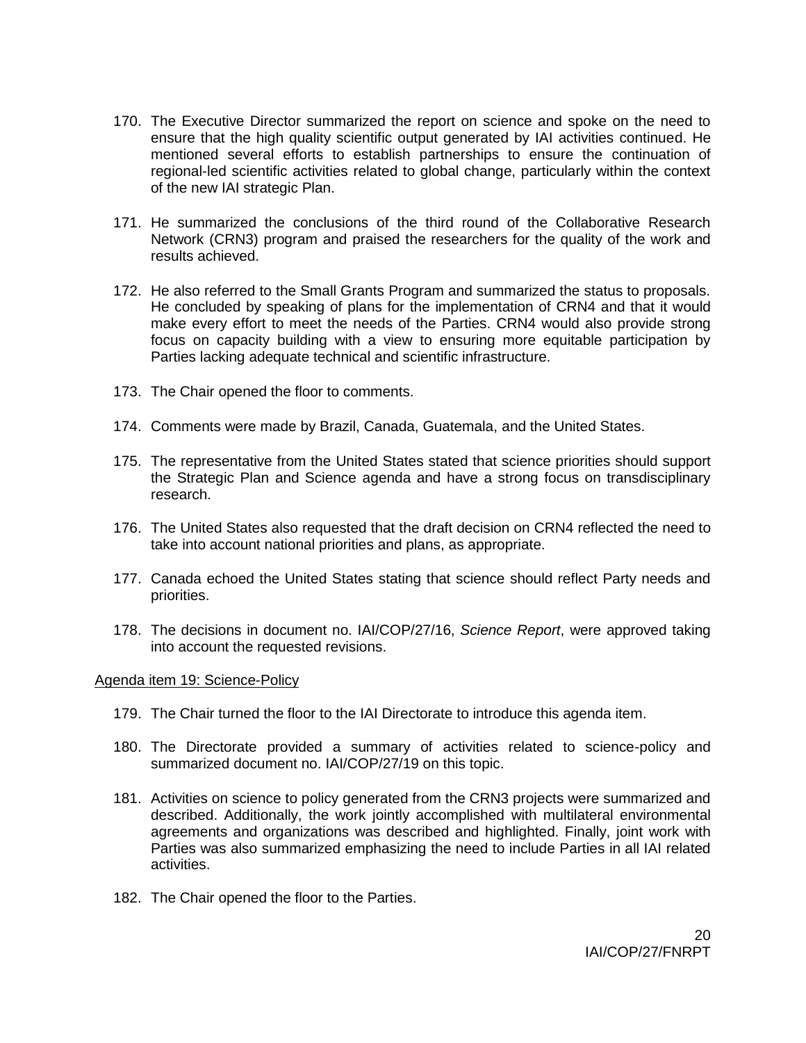170. The Executive Director summarized the report on science and spoke on the need to ensure that the high quality scientific output generated by IAI activities continued. He mentioned several efforts to establish partnerships to ensure the continuation of regional-led scientific activities related to global change, particularly within the context of the new IAI strategic Plan.

171. He summarized the conclusions of the third round of the Collaborative Research Network (CRN3) program and praised the researchers for the quality of the work and results achieved.

172. He also referred to the Small Grants Program and summarized the status to proposals. He concluded by speaking of plans for the implementation of CRN4 and that it would make every effort to meet the needs of the Parties. CRN4 would also provide strong focus on capacity building with a view to ensuring more equitable participation by Parties lacking adequate technical and scientific infrastructure.

173. The Chair opened the floor to comments.

174. Comments were made by Brazil, Canada, Guatemala, and the United States.

175. The representative from the United States stated that science priorities should support the Strategic Plan and Science agenda and have a strong focus on transdisciplinary research.

176. The United States also requested that the draft decision on CRN4 reflected the need to take into account national priorities and plans, as appropriate.

177. Canada echoed the United States stating that science should reflect Party needs and priorities.

178. The decisions in document no. IAI/COP/27/16, *Science Report*, were approved taking into account the requested revisions.

<u>Agenda item 19: Science-Policy</u>

179. The Chair turned the floor to the IAI Directorate to introduce this agenda item.

180. The Directorate provided a summary of activities related to science-policy and summarized document no. IAI/COP/27/19 on this topic.

181. Activities on science to policy generated from the CRN3 projects were summarized and described. Additionally, the work jointly accomplished with multilateral environmental agreements and organizations was described and highlighted. Finally, joint work with Parties was also summarized emphasizing the need to include Parties in all IAI related activities.

182. The Chair opened the floor to the Parties.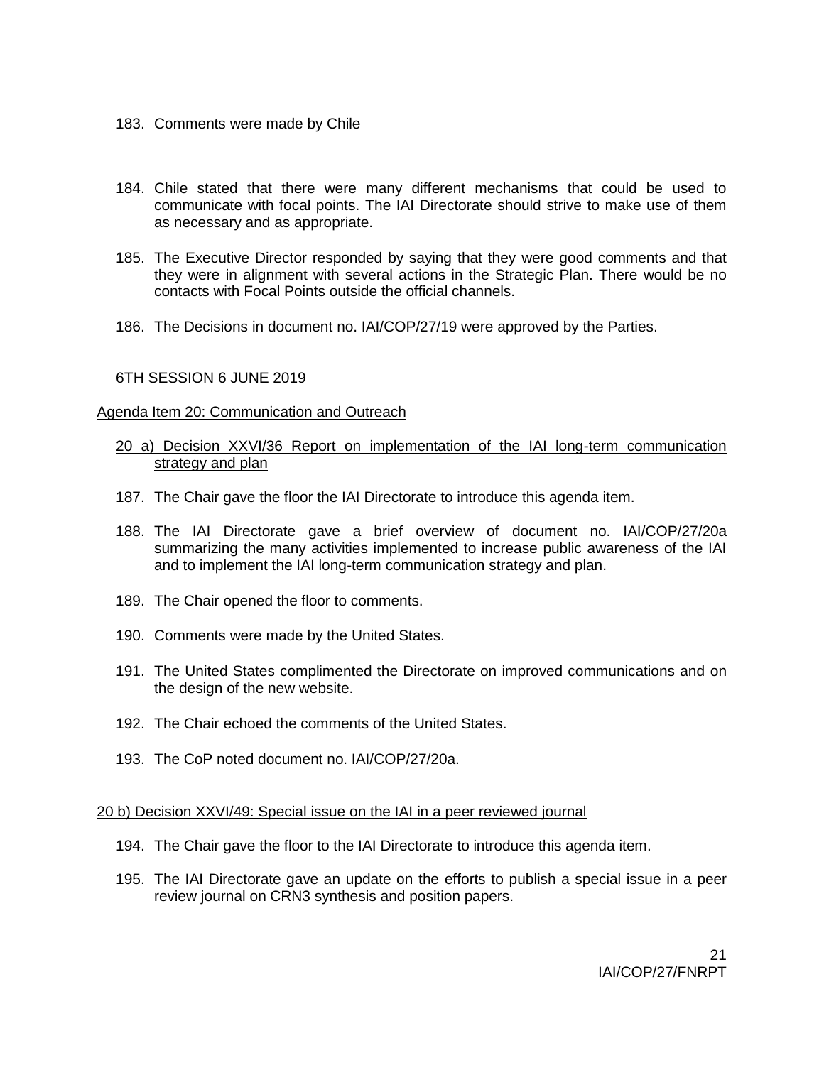183. Comments were made by Chile

184. Chile stated that there were many different mechanisms that could be used to communicate with focal points. The IAI Directorate should strive to make use of them as necessary and as appropriate.

185. The Executive Director responded by saying that they were good comments and that they were in alignment with several actions in the Strategic Plan. There would be no contacts with Focal Points outside the official channels.

186. The Decisions in document no. IAI/COP/27/19 were approved by the Parties.

6TH SESSION 6 JUNE 2019

Agenda Item 20: Communication and Outreach

20 a) Decision XXVI/36 Report on implementation of the IAI long-term communication strategy and plan

187. The Chair gave the floor the IAI Directorate to introduce this agenda item.

188. The IAI Directorate gave a brief overview of document no. IAI/COP/27/20a summarizing the many activities implemented to increase public awareness of the IAI and to implement the IAI long-term communication strategy and plan.

189. The Chair opened the floor to comments.

190. Comments were made by the United States.

191. The United States complimented the Directorate on improved communications and on the design of the new website.

192. The Chair echoed the comments of the United States.

193. The CoP noted document no. IAI/COP/27/20a.

20 b) Decision XXVI/49: Special issue on the IAI in a peer reviewed journal

194. The Chair gave the floor to the IAI Directorate to introduce this agenda item.

195. The IAI Directorate gave an update on the efforts to publish a special issue in a peer review journal on CRN3 synthesis and position papers.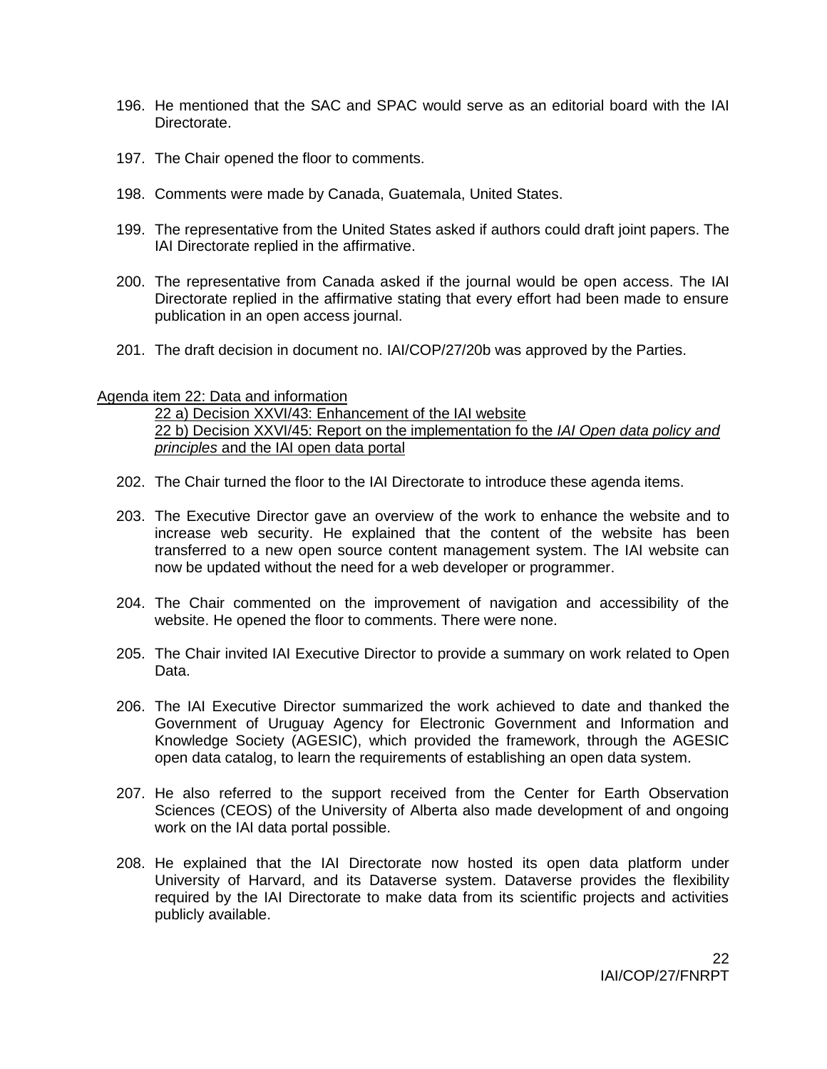196. He mentioned that the SAC and SPAC would serve as an editorial board with the IAI Directorate.

197. The Chair opened the floor to comments.

198. Comments were made by Canada, Guatemala, United States.

199. The representative from the United States asked if authors could draft joint papers. The IAI Directorate replied in the affirmative.

200. The representative from Canada asked if the journal would be open access. The IAI Directorate replied in the affirmative stating that every effort had been made to ensure publication in an open access journal.

201. The draft decision in document no. IAI/COP/27/20b was approved by the Parties.

Agenda item 22: Data and information
22 a) Decision XXVI/43: Enhancement of the IAI website
22 b) Decision XXVI/45: Report on the implementation fo the *IAI Open data policy and principles* and the IAI open data portal

202. The Chair turned the floor to the IAI Directorate to introduce these agenda items.

203. The Executive Director gave an overview of the work to enhance the website and to increase web security. He explained that the content of the website has been transferred to a new open source content management system. The IAI website can now be updated without the need for a web developer or programmer.

204. The Chair commented on the improvement of navigation and accessibility of the website. He opened the floor to comments. There were none.

205. The Chair invited IAI Executive Director to provide a summary on work related to Open Data.

206. The IAI Executive Director summarized the work achieved to date and thanked the Government of Uruguay Agency for Electronic Government and Information and Knowledge Society (AGESIC), which provided the framework, through the AGESIC open data catalog, to learn the requirements of establishing an open data system.

207. He also referred to the support received from the Center for Earth Observation Sciences (CEOS) of the University of Alberta also made development of and ongoing work on the IAI data portal possible.

208. He explained that the IAI Directorate now hosted its open data platform under University of Harvard, and its Dataverse system. Dataverse provides the flexibility required by the IAI Directorate to make data from its scientific projects and activities publicly available.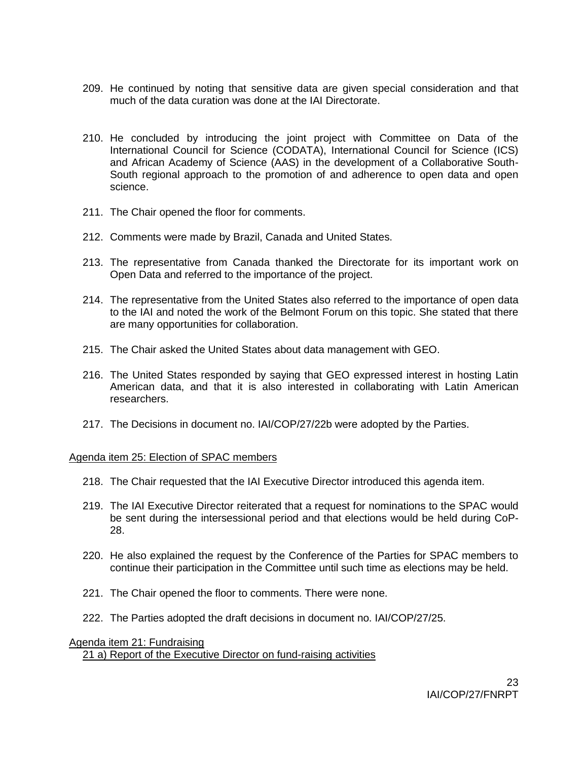209. He continued by noting that sensitive data are given special consideration and that much of the data curation was done at the IAI Directorate.

210. He concluded by introducing the joint project with Committee on Data of the International Council for Science (CODATA), International Council for Science (ICS) and African Academy of Science (AAS) in the development of a Collaborative South-South regional approach to the promotion of and adherence to open data and open science.

211. The Chair opened the floor for comments.

212. Comments were made by Brazil, Canada and United States.

213. The representative from Canada thanked the Directorate for its important work on Open Data and referred to the importance of the project.

214. The representative from the United States also referred to the importance of open data to the IAI and noted the work of the Belmont Forum on this topic. She stated that there are many opportunities for collaboration.

215. The Chair asked the United States about data management with GEO.

216. The United States responded by saying that GEO expressed interest in hosting Latin American data, and that it is also interested in collaborating with Latin American researchers.

217. The Decisions in document no. IAI/COP/27/22b were adopted by the Parties.

## Agenda item 25: Election of SPAC members

218. The Chair requested that the IAI Executive Director introduced this agenda item.

219. The IAI Executive Director reiterated that a request for nominations to the SPAC would be sent during the intersessional period and that elections would be held during CoP-28.

220. He also explained the request by the Conference of the Parties for SPAC members to continue their participation in the Committee until such time as elections may be held.

221. The Chair opened the floor to comments. There were none.

222. The Parties adopted the draft decisions in document no. IAI/COP/27/25.

## Agenda item 21: Fundraising

### 21 a) Report of the Executive Director on fund-raising activities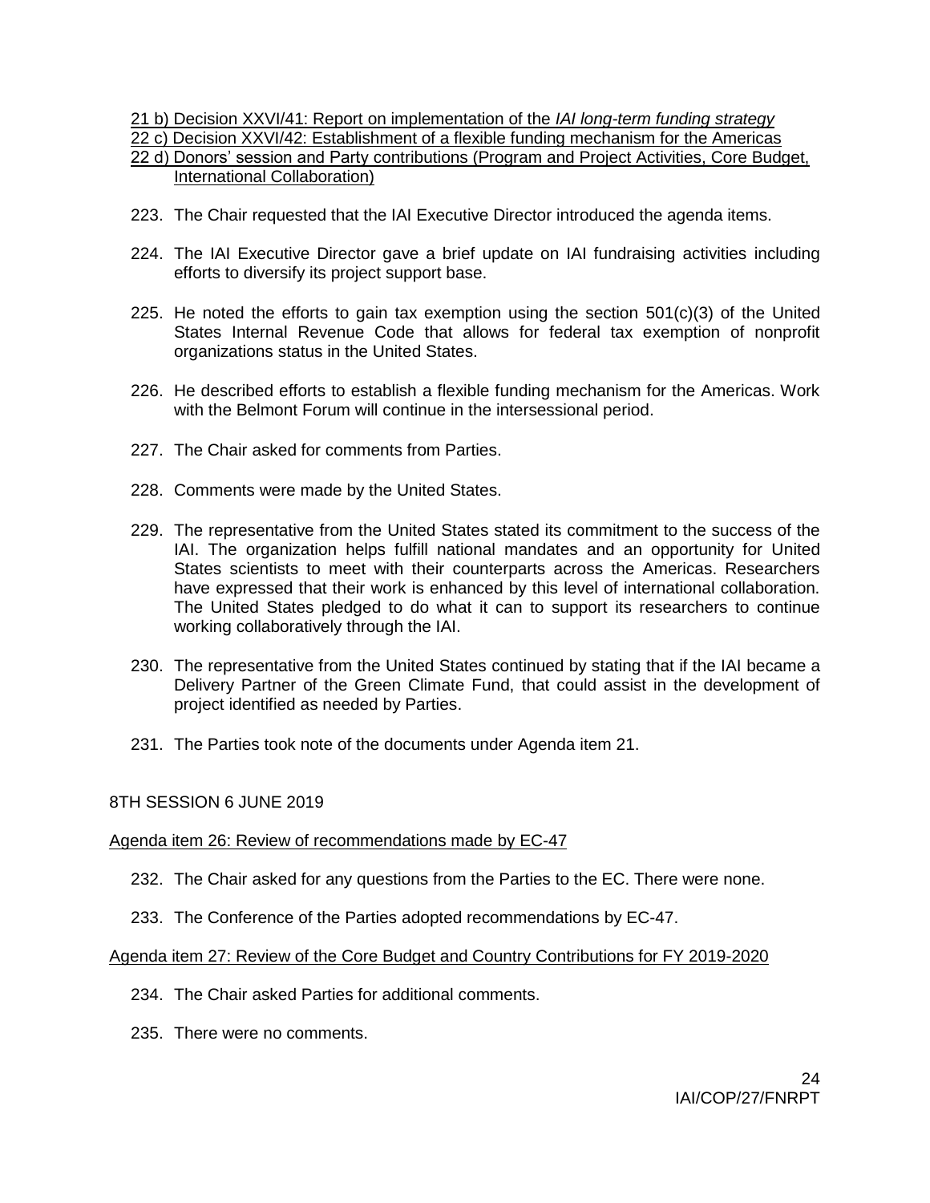21 b) Decision XXVI/41: Report on implementation of the *IAI long-term funding strategy*
22 c) Decision XXVI/42: Establishment of a flexible funding mechanism for the Americas
22 d) Donors' session and Party contributions (Program and Project Activities, Core Budget, International Collaboration)

223. The Chair requested that the IAI Executive Director introduced the agenda items.

224. The IAI Executive Director gave a brief update on IAI fundraising activities including efforts to diversify its project support base.

225. He noted the efforts to gain tax exemption using the section 501(c)(3) of the United States Internal Revenue Code that allows for federal tax exemption of nonprofit organizations status in the United States.

226. He described efforts to establish a flexible funding mechanism for the Americas. Work with the Belmont Forum will continue in the intersessional period.

227. The Chair asked for comments from Parties.

228. Comments were made by the United States.

229. The representative from the United States stated its commitment to the success of the IAI. The organization helps fulfill national mandates and an opportunity for United States scientists to meet with their counterparts across the Americas. Researchers have expressed that their work is enhanced by this level of international collaboration. The United States pledged to do what it can to support its researchers to continue working collaboratively through the IAI.

230. The representative from the United States continued by stating that if the IAI became a Delivery Partner of the Green Climate Fund, that could assist in the development of project identified as needed by Parties.

231. The Parties took note of the documents under Agenda item 21.

8TH SESSION 6 JUNE 2019

Agenda item 26: Review of recommendations made by EC-47

232. The Chair asked for any questions from the Parties to the EC. There were none.

233. The Conference of the Parties adopted recommendations by EC-47.

Agenda item 27: Review of the Core Budget and Country Contributions for FY 2019-2020

234. The Chair asked Parties for additional comments.

235. There were no comments.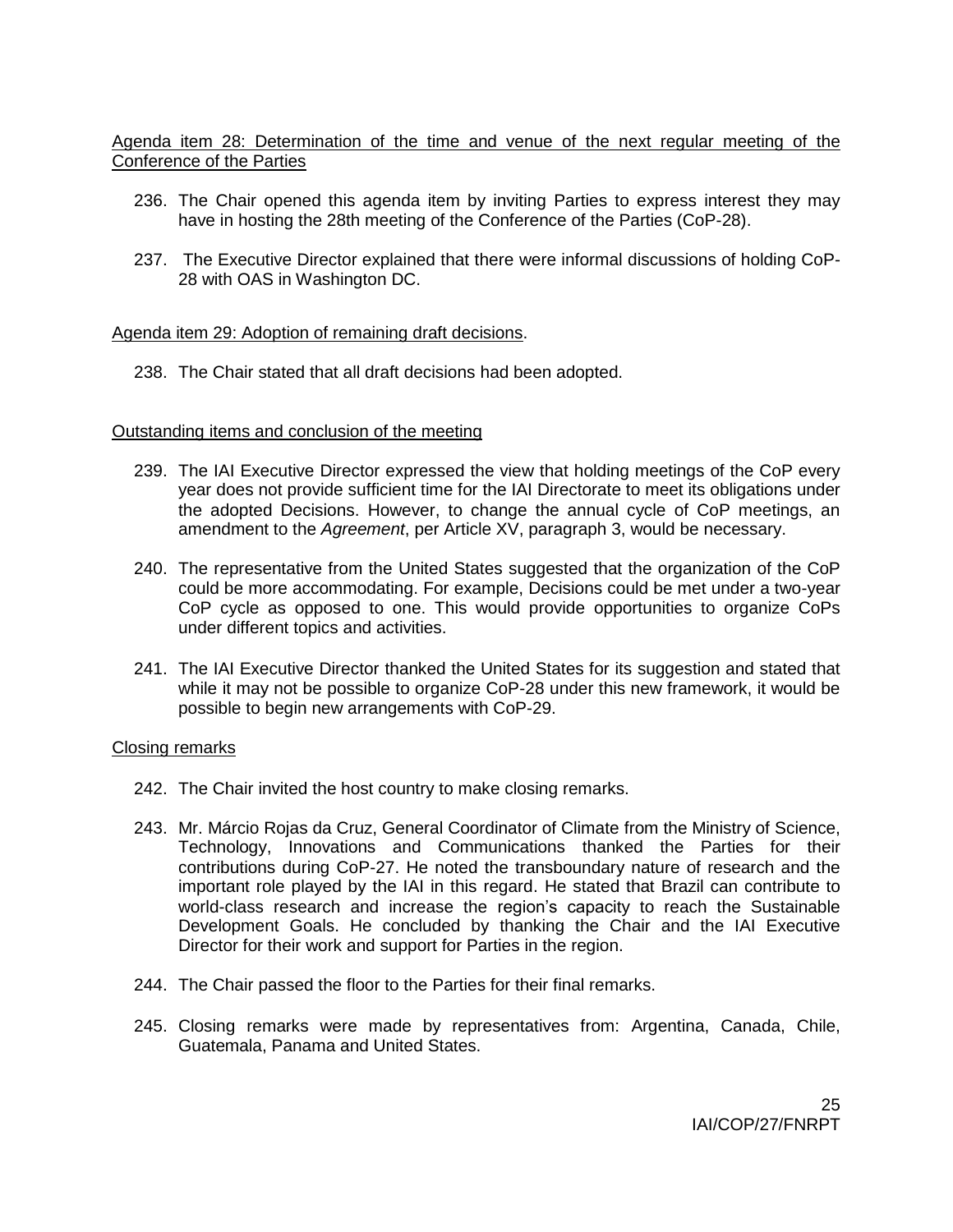Agenda item 28: Determination of the time and venue of the next regular meeting of the Conference of the Parties

236. The Chair opened this agenda item by inviting Parties to express interest they may have in hosting the 28th meeting of the Conference of the Parties (CoP-28).

237. The Executive Director explained that there were informal discussions of holding CoP-28 with OAS in Washington DC.

Agenda item 29: Adoption of remaining draft decisions.

238. The Chair stated that all draft decisions had been adopted.

Outstanding items and conclusion of the meeting

239. The IAI Executive Director expressed the view that holding meetings of the CoP every year does not provide sufficient time for the IAI Directorate to meet its obligations under the adopted Decisions. However, to change the annual cycle of CoP meetings, an amendment to the *Agreement*, per Article XV, paragraph 3, would be necessary.

240. The representative from the United States suggested that the organization of the CoP could be more accommodating. For example, Decisions could be met under a two-year CoP cycle as opposed to one. This would provide opportunities to organize CoPs under different topics and activities.

241. The IAI Executive Director thanked the United States for its suggestion and stated that while it may not be possible to organize CoP-28 under this new framework, it would be possible to begin new arrangements with CoP-29.

Closing remarks

242. The Chair invited the host country to make closing remarks.

243. Mr. Márcio Rojas da Cruz, General Coordinator of Climate from the Ministry of Science, Technology, Innovations and Communications thanked the Parties for their contributions during CoP-27. He noted the transboundary nature of research and the important role played by the IAI in this regard. He stated that Brazil can contribute to world-class research and increase the region's capacity to reach the Sustainable Development Goals. He concluded by thanking the Chair and the IAI Executive Director for their work and support for Parties in the region.

244. The Chair passed the floor to the Parties for their final remarks.

245. Closing remarks were made by representatives from: Argentina, Canada, Chile, Guatemala, Panama and United States.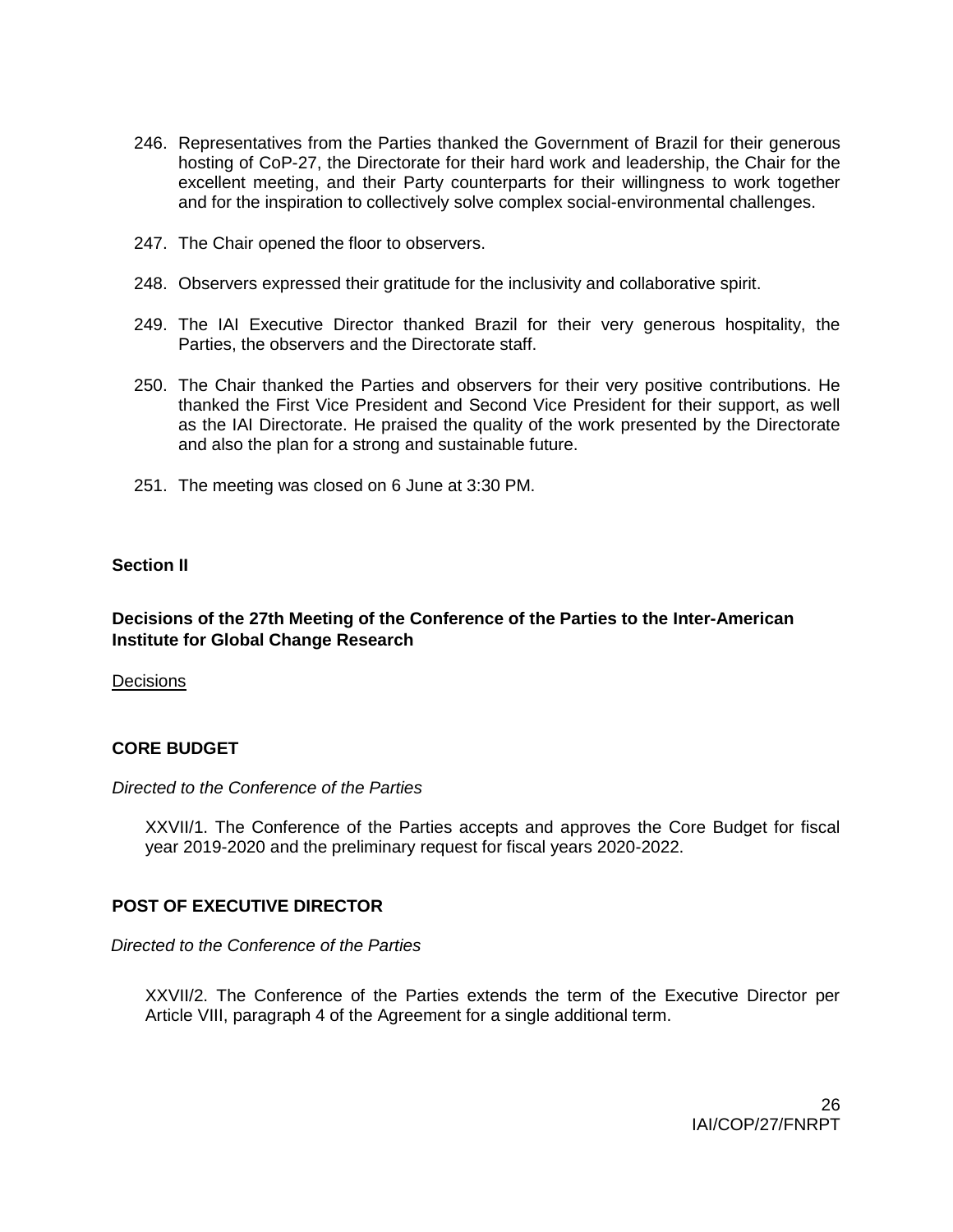246. Representatives from the Parties thanked the Government of Brazil for their generous hosting of CoP-27, the Directorate for their hard work and leadership, the Chair for the excellent meeting, and their Party counterparts for their willingness to work together and for the inspiration to collectively solve complex social-environmental challenges.

247. The Chair opened the floor to observers.

248. Observers expressed their gratitude for the inclusivity and collaborative spirit.

249. The IAI Executive Director thanked Brazil for their very generous hospitality, the Parties, the observers and the Directorate staff.

250. The Chair thanked the Parties and observers for their very positive contributions. He thanked the First Vice President and Second Vice President for their support, as well as the IAI Directorate. He praised the quality of the work presented by the Directorate and also the plan for a strong and sustainable future.

251. The meeting was closed on 6 June at 3:30 PM.

## Section II

## Decisions of the 27th Meeting of the Conference of the Parties to the Inter-American Institute for Global Change Research

Decisions

### CORE BUDGET

*Directed to the Conference of the Parties*

XXVII/1. The Conference of the Parties accepts and approves the Core Budget for fiscal year 2019-2020 and the preliminary request for fiscal years 2020-2022.

### POST OF EXECUTIVE DIRECTOR

*Directed to the Conference of the Parties*

XXVII/2. The Conference of the Parties extends the term of the Executive Director per Article VIII, paragraph 4 of the Agreement for a single additional term.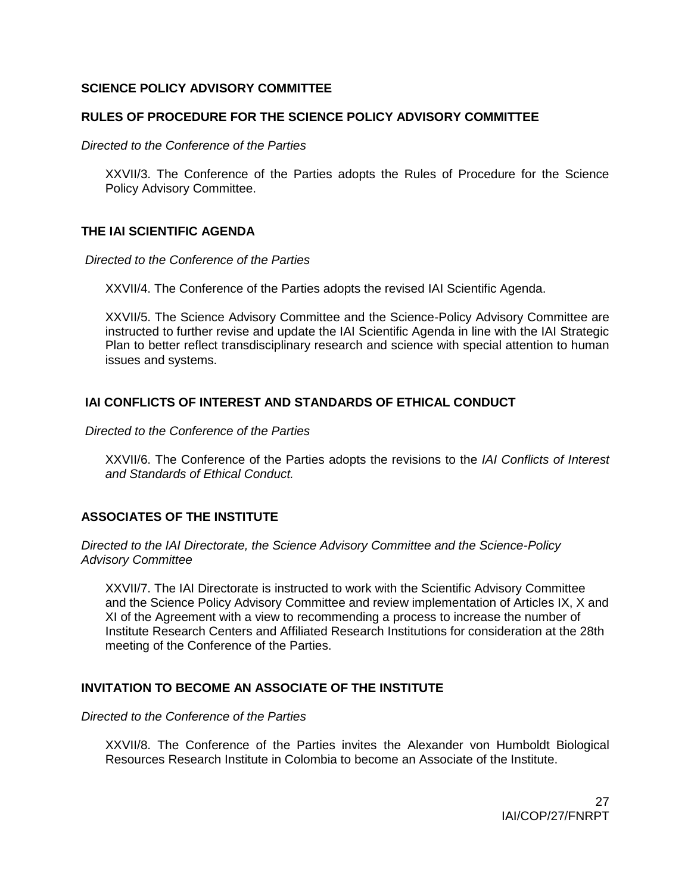**SCIENCE POLICY ADVISORY COMMITTEE**

**RULES OF PROCEDURE FOR THE SCIENCE POLICY ADVISORY COMMITTEE**

*Directed to the Conference of the Parties*

XXVII/3. The Conference of the Parties adopts the Rules of Procedure for the Science Policy Advisory Committee.

**THE IAI SCIENTIFIC AGENDA**

*Directed to the Conference of the Parties*

XXVII/4. The Conference of the Parties adopts the revised IAI Scientific Agenda.

XXVII/5. The Science Advisory Committee and the Science-Policy Advisory Committee are instructed to further revise and update the IAI Scientific Agenda in line with the IAI Strategic Plan to better reflect transdisciplinary research and science with special attention to human issues and systems.

**IAI CONFLICTS OF INTEREST AND STANDARDS OF ETHICAL CONDUCT**

*Directed to the Conference of the Parties*

XXVII/6. The Conference of the Parties adopts the revisions to the *IAI Conflicts of Interest and Standards of Ethical Conduct.*

**ASSOCIATES OF THE INSTITUTE**

*Directed to the IAI Directorate, the Science Advisory Committee and the Science-Policy Advisory Committee*

XXVII/7. The IAI Directorate is instructed to work with the Scientific Advisory Committee and the Science Policy Advisory Committee and review implementation of Articles IX, X and XI of the Agreement with a view to recommending a process to increase the number of Institute Research Centers and Affiliated Research Institutions for consideration at the 28th meeting of the Conference of the Parties.

**INVITATION TO BECOME AN ASSOCIATE OF THE INSTITUTE**

*Directed to the Conference of the Parties*

XXVII/8. The Conference of the Parties invites the Alexander von Humboldt Biological Resources Research Institute in Colombia to become an Associate of the Institute.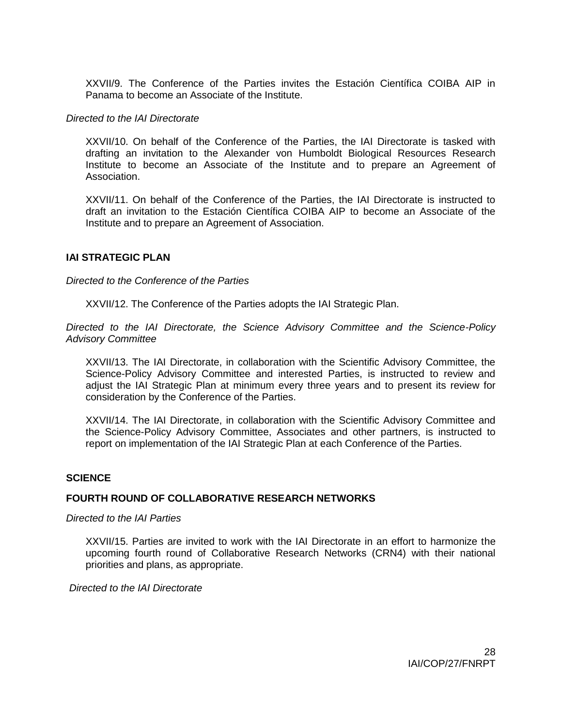XXVII/9. The Conference of the Parties invites the Estación Científica COIBA AIP in Panama to become an Associate of the Institute.

*Directed to the IAI Directorate*

XXVII/10. On behalf of the Conference of the Parties, the IAI Directorate is tasked with drafting an invitation to the Alexander von Humboldt Biological Resources Research Institute to become an Associate of the Institute and to prepare an Agreement of Association.

XXVII/11. On behalf of the Conference of the Parties, the IAI Directorate is instructed to draft an invitation to the Estación Científica COIBA AIP to become an Associate of the Institute and to prepare an Agreement of Association.

**IAI STRATEGIC PLAN**

*Directed to the Conference of the Parties*

XXVII/12. The Conference of the Parties adopts the IAI Strategic Plan.

*Directed to the IAI Directorate, the Science Advisory Committee and the Science-Policy Advisory Committee*

XXVII/13. The IAI Directorate, in collaboration with the Scientific Advisory Committee, the Science-Policy Advisory Committee and interested Parties, is instructed to review and adjust the IAI Strategic Plan at minimum every three years and to present its review for consideration by the Conference of the Parties.

XXVII/14. The IAI Directorate, in collaboration with the Scientific Advisory Committee and the Science-Policy Advisory Committee, Associates and other partners, is instructed to report on implementation of the IAI Strategic Plan at each Conference of the Parties.

**SCIENCE**

**FOURTH ROUND OF COLLABORATIVE RESEARCH NETWORKS**

*Directed to the IAI Parties*

XXVII/15. Parties are invited to work with the IAI Directorate in an effort to harmonize the upcoming fourth round of Collaborative Research Networks (CRN4) with their national priorities and plans, as appropriate.

*Directed to the IAI Directorate*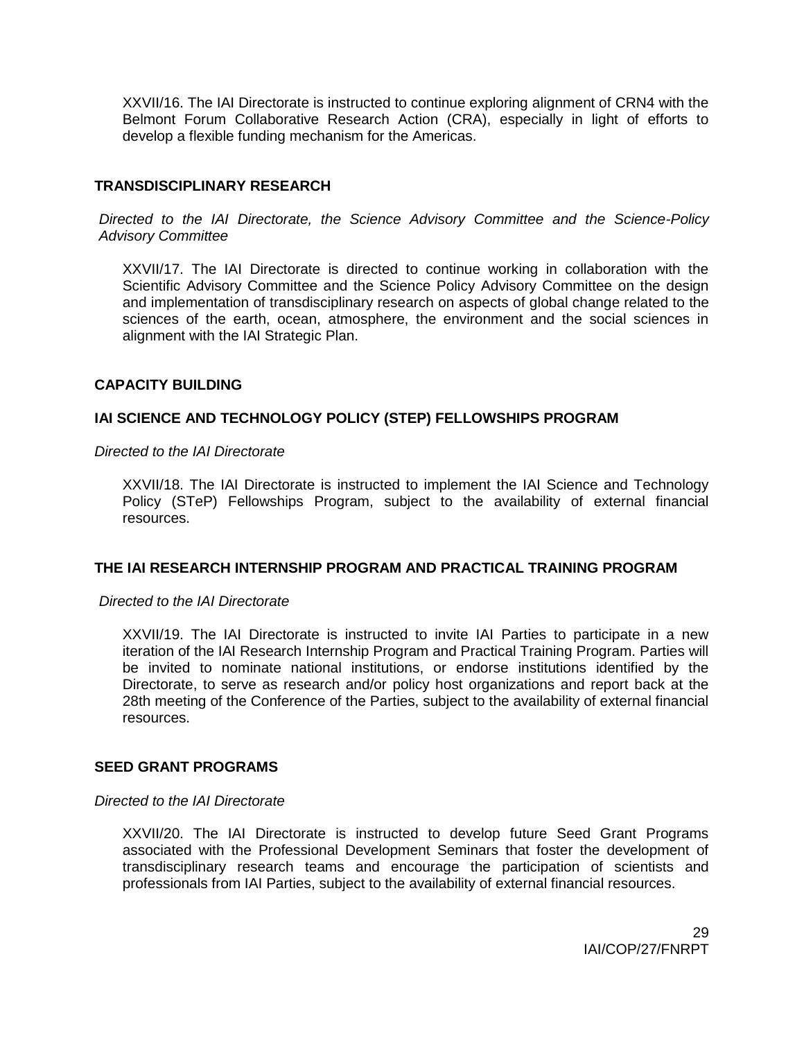XXVII/16. The IAI Directorate is instructed to continue exploring alignment of CRN4 with the Belmont Forum Collaborative Research Action (CRA), especially in light of efforts to develop a flexible funding mechanism for the Americas.

## TRANSDISCIPLINARY RESEARCH

*Directed to the IAI Directorate, the Science Advisory Committee and the Science-Policy Advisory Committee*

XXVII/17. The IAI Directorate is directed to continue working in collaboration with the Scientific Advisory Committee and the Science Policy Advisory Committee on the design and implementation of transdisciplinary research on aspects of global change related to the sciences of the earth, ocean, atmosphere, the environment and the social sciences in alignment with the IAI Strategic Plan.

## CAPACITY BUILDING

## IAI SCIENCE AND TECHNOLOGY POLICY (STEP) FELLOWSHIPS PROGRAM

*Directed to the IAI Directorate*

XXVII/18. The IAI Directorate is instructed to implement the IAI Science and Technology Policy (STeP) Fellowships Program, subject to the availability of external financial resources.

## THE IAI RESEARCH INTERNSHIP PROGRAM AND PRACTICAL TRAINING PROGRAM

*Directed to the IAI Directorate*

XXVII/19. The IAI Directorate is instructed to invite IAI Parties to participate in a new iteration of the IAI Research Internship Program and Practical Training Program. Parties will be invited to nominate national institutions, or endorse institutions identified by the Directorate, to serve as research and/or policy host organizations and report back at the 28th meeting of the Conference of the Parties, subject to the availability of external financial resources.

## SEED GRANT PROGRAMS

*Directed to the IAI Directorate*

XXVII/20. The IAI Directorate is instructed to develop future Seed Grant Programs associated with the Professional Development Seminars that foster the development of transdisciplinary research teams and encourage the participation of scientists and professionals from IAI Parties, subject to the availability of external financial resources.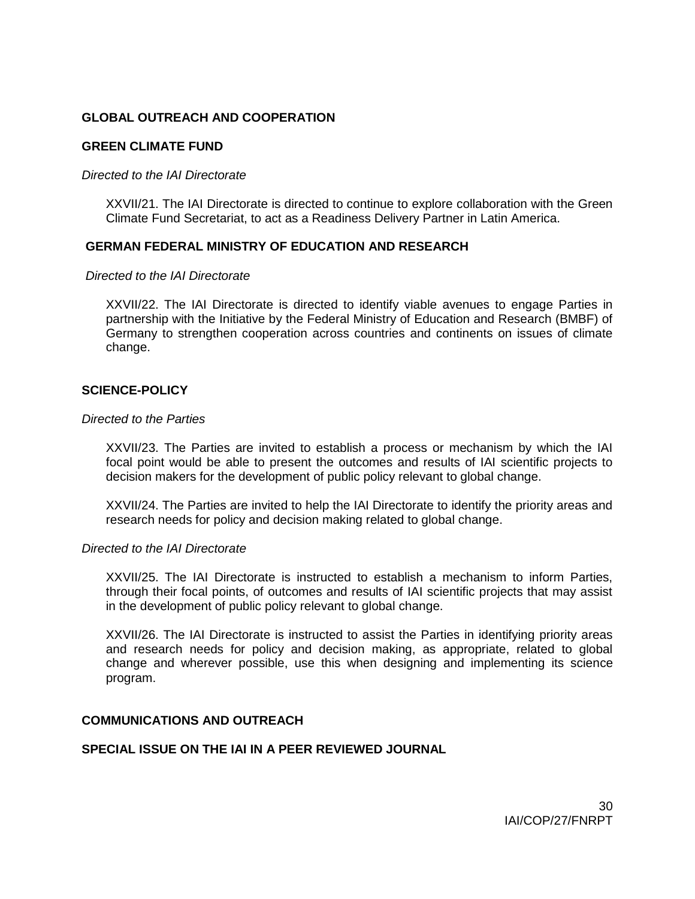## GLOBAL OUTREACH AND COOPERATION

### GREEN CLIMATE FUND

*Directed to the IAI Directorate*

XXVII/21. The IAI Directorate is directed to continue to explore collaboration with the Green Climate Fund Secretariat, to act as a Readiness Delivery Partner in Latin America.

### GERMAN FEDERAL MINISTRY OF EDUCATION AND RESEARCH

*Directed to the IAI Directorate*

XXVII/22. The IAI Directorate is directed to identify viable avenues to engage Parties in partnership with the Initiative by the Federal Ministry of Education and Research (BMBF) of Germany to strengthen cooperation across countries and continents on issues of climate change.

## SCIENCE-POLICY

*Directed to the Parties*

XXVII/23. The Parties are invited to establish a process or mechanism by which the IAI focal point would be able to present the outcomes and results of IAI scientific projects to decision makers for the development of public policy relevant to global change.

XXVII/24. The Parties are invited to help the IAI Directorate to identify the priority areas and research needs for policy and decision making related to global change.

*Directed to the IAI Directorate*

XXVII/25. The IAI Directorate is instructed to establish a mechanism to inform Parties, through their focal points, of outcomes and results of IAI scientific projects that may assist in the development of public policy relevant to global change.

XXVII/26. The IAI Directorate is instructed to assist the Parties in identifying priority areas and research needs for policy and decision making, as appropriate, related to global change and wherever possible, use this when designing and implementing its science program.

## COMMUNICATIONS AND OUTREACH

### SPECIAL ISSUE ON THE IAI IN A PEER REVIEWED JOURNAL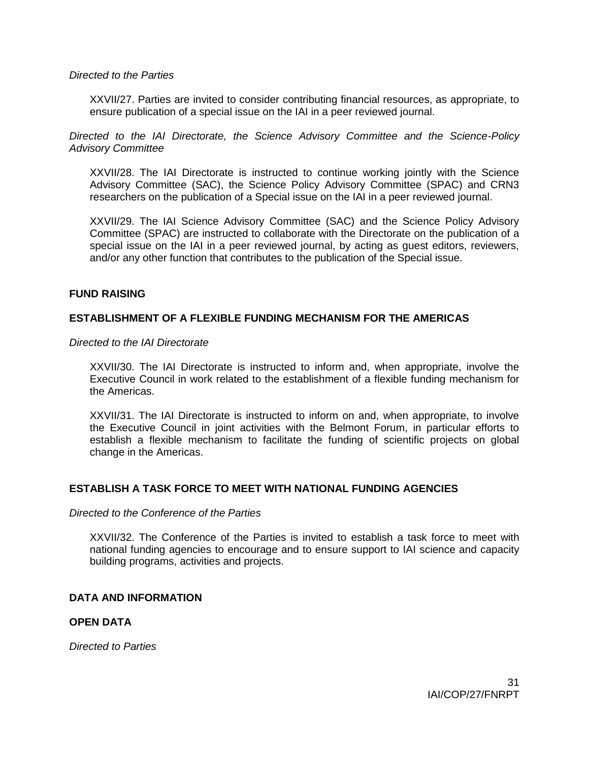*Directed to the Parties*

XXVII/27. Parties are invited to consider contributing financial resources, as appropriate, to ensure publication of a special issue on the IAI in a peer reviewed journal.

*Directed to the IAI Directorate, the Science Advisory Committee and the Science-Policy Advisory Committee*

XXVII/28. The IAI Directorate is instructed to continue working jointly with the Science Advisory Committee (SAC), the Science Policy Advisory Committee (SPAC) and CRN3 researchers on the publication of a Special issue on the IAI in a peer reviewed journal.

XXVII/29. The IAI Science Advisory Committee (SAC) and the Science Policy Advisory Committee (SPAC) are instructed to collaborate with the Directorate on the publication of a special issue on the IAI in a peer reviewed journal, by acting as guest editors, reviewers, and/or any other function that contributes to the publication of the Special issue.

**FUND RAISING**

**ESTABLISHMENT OF A FLEXIBLE FUNDING MECHANISM FOR THE AMERICAS**

*Directed to the IAI Directorate*

XXVII/30. The IAI Directorate is instructed to inform and, when appropriate, involve the Executive Council in work related to the establishment of a flexible funding mechanism for the Americas.

XXVII/31. The IAI Directorate is instructed to inform on and, when appropriate, to involve the Executive Council in joint activities with the Belmont Forum, in particular efforts to establish a flexible mechanism to facilitate the funding of scientific projects on global change in the Americas.

**ESTABLISH A TASK FORCE TO MEET WITH NATIONAL FUNDING AGENCIES**

*Directed to the Conference of the Parties*

XXVII/32. The Conference of the Parties is invited to establish a task force to meet with national funding agencies to encourage and to ensure support to IAI science and capacity building programs, activities and projects.

**DATA AND INFORMATION**

**OPEN DATA**

*Directed to Parties*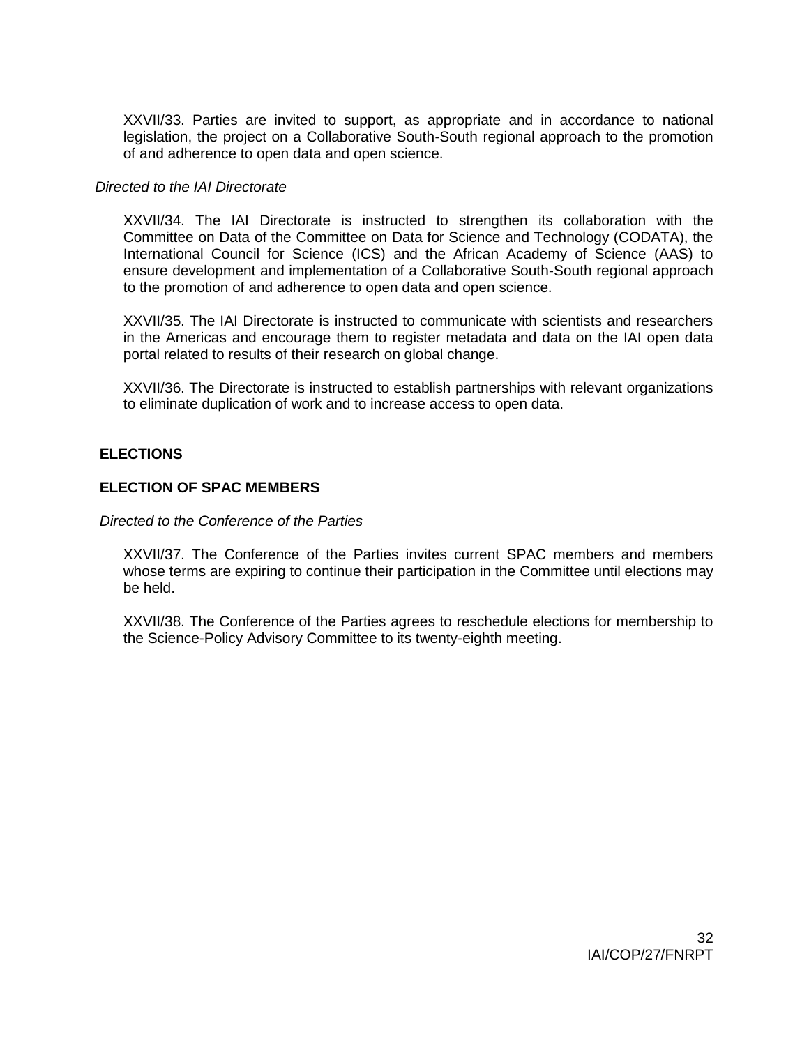XXVII/33. Parties are invited to support, as appropriate and in accordance to national legislation, the project on a Collaborative South-South regional approach to the promotion of and adherence to open data and open science.

*Directed to the IAI Directorate*

XXVII/34. The IAI Directorate is instructed to strengthen its collaboration with the Committee on Data of the Committee on Data for Science and Technology (CODATA), the International Council for Science (ICS) and the African Academy of Science (AAS) to ensure development and implementation of a Collaborative South-South regional approach to the promotion of and adherence to open data and open science.

XXVII/35. The IAI Directorate is instructed to communicate with scientists and researchers in the Americas and encourage them to register metadata and data on the IAI open data portal related to results of their research on global change.

XXVII/36. The Directorate is instructed to establish partnerships with relevant organizations to eliminate duplication of work and to increase access to open data.

## ELECTIONS

### ELECTION OF SPAC MEMBERS

*Directed to the Conference of the Parties*

XXVII/37. The Conference of the Parties invites current SPAC members and members whose terms are expiring to continue their participation in the Committee until elections may be held.

XXVII/38. The Conference of the Parties agrees to reschedule elections for membership to the Science-Policy Advisory Committee to its twenty-eighth meeting.